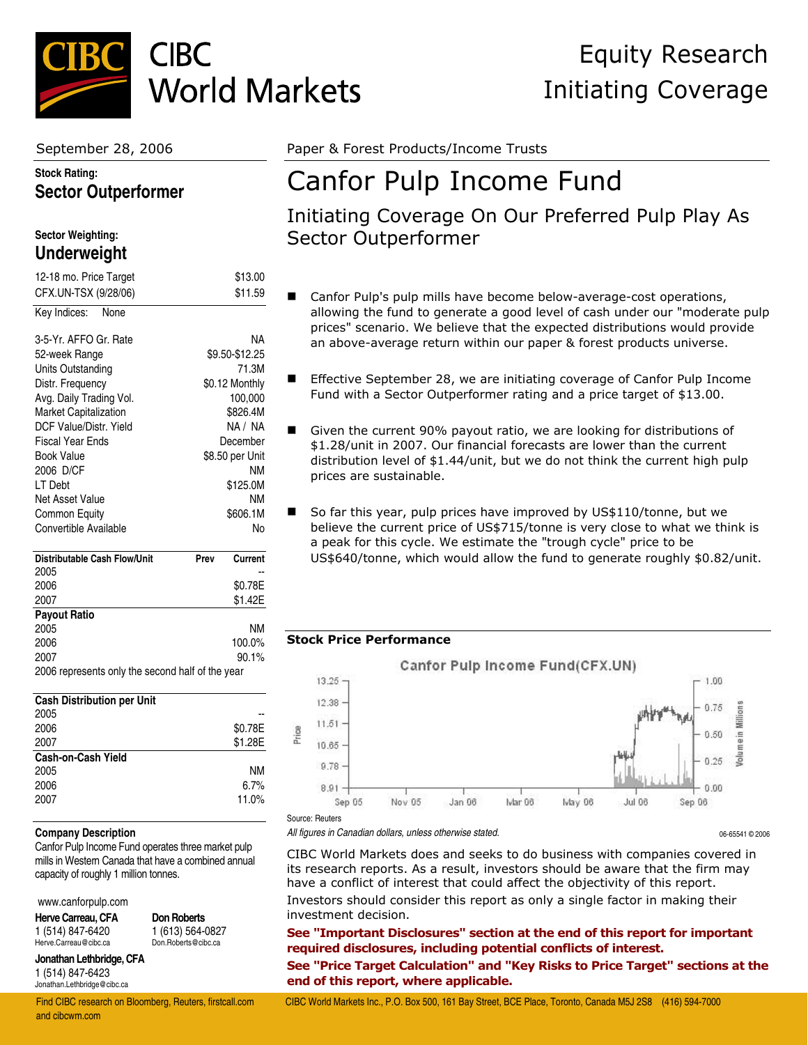# CIBC World Markets

## Equity Research
## Initiating Coverage

September 28, 2006

**Stock Rating:**
**Sector Outperformer**

**Sector Weighting:**
**Underweight**

| | |
|---|---|
| 12-18 mo. Price Target | $13.00 |
| CFX.UN-TSX (9/28/06) | $11.59 |
| Key Indices: None | |

| | |
|---|---|
| 3-5-Yr. AFFO Gr. Rate | NA |
| 52-week Range | $9.50-$12.25 |
| Units Outstanding | 71.3M |
| Distr. Frequency | $0.12 Monthly |
| Avg. Daily Trading Vol. | 100,000 |
| Market Capitalization | $826.4M |
| DCF Value/Distr. Yield | NA / NA |
| Fiscal Year Ends | December |
| Book Value | $8.50 per Unit |
| 2006 D/CF | NM |
| LT Debt | $125.0M |
| Net Asset Value | NM |
| Common Equity | $606.1M |
| Convertible Available | No |

| Distributable Cash Flow/Unit | Prev | Current |
|---|---|---|
| 2005 | | -- |
| 2006 | | $0.78E |
| 2007 | | $1.42E |
| **Payout Ratio** | | |
| 2005 | | NM |
| 2006 | | 100.0% |
| 2007 | | 90.1% |

2006 represents only the second half of the year

| Cash Distribution per Unit | |
|---|---|
| 2005 | -- |
| 2006 | $0.78E |
| 2007 | $1.28E |
| **Cash-on-Cash Yield** | |
| 2005 | NM |
| 2006 | 6.7% |
| 2007 | 11.0% |

**Company Description**

Canfor Pulp Income Fund operates three market pulp mills in Western Canada that have a combined annual capacity of roughly 1 million tonnes.

www.canforpulp.com

**Herve Carreau, CFA**
1 (514) 847-6420
Herve.Carreau@cibc.ca

**Don Roberts**
1 (613) 564-0827
Don.Roberts@cibc.ca

**Jonathan Lethbridge, CFA**
1 (514) 847-6423
Jonathan.Lethbridge@cibc.ca

Paper & Forest Products/Income Trusts

# Canfor Pulp Income Fund

## Initiating Coverage On Our Preferred Pulp Play As Sector Outperformer

- Canfor Pulp's pulp mills have become below-average-cost operations, allowing the fund to generate a good level of cash under our "moderate pulp prices" scenario. We believe that the expected distributions would provide an above-average return within our paper & forest products universe.
- Effective September 28, we are initiating coverage of Canfor Pulp Income Fund with a Sector Outperformer rating and a price target of $13.00.
- Given the current 90% payout ratio, we are looking for distributions of $1.28/unit in 2007. Our financial forecasts are lower than the current distribution level of $1.44/unit, but we do not think the current high pulp prices are sustainable.
- So far this year, pulp prices have improved by US$110/tonne, but we believe the current price of US$715/tonne is very close to what we think is a peak for this cycle. We estimate the "trough cycle" price to be US$640/tonne, which would allow the fund to generate roughly $0.82/unit.

**Stock Price Performance**

Source: Reuters

*All figures in Canadian dollars, unless otherwise stated.*

06-65541 © 2006

CIBC World Markets does and seeks to do business with companies covered in its research reports. As a result, investors should be aware that the firm may have a conflict of interest that could affect the objectivity of this report.

Investors should consider this report as only a single factor in making their investment decision.

**See "Important Disclosures" section at the end of this report for important required disclosures, including potential conflicts of interest.**

**See "Price Target Calculation" and "Key Risks to Price Target" sections at the end of this report, where applicable.**

Find CIBC research on Bloomberg, Reuters, firstcall.com and cibcwm.com

CIBC World Markets Inc., P.O. Box 500, 161 Bay Street, BCE Place, Toronto, Canada M5J 2S8 (416) 594-7000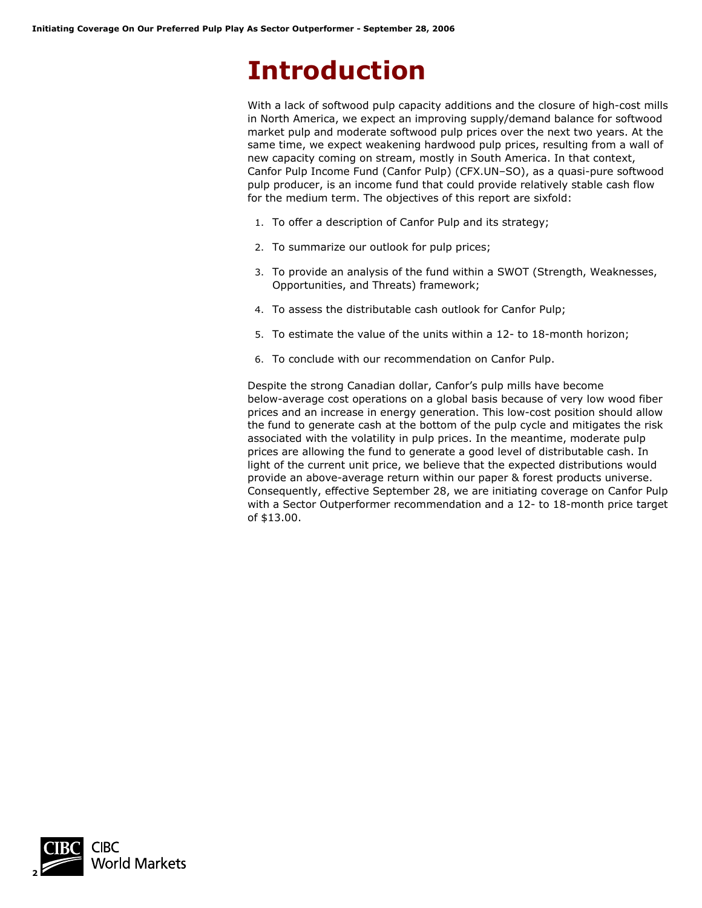# Introduction

With a lack of softwood pulp capacity additions and the closure of high-cost mills in North America, we expect an improving supply/demand balance for softwood market pulp and moderate softwood pulp prices over the next two years. At the same time, we expect weakening hardwood pulp prices, resulting from a wall of new capacity coming on stream, mostly in South America. In that context, Canfor Pulp Income Fund (Canfor Pulp) (CFX.UN–SO), as a quasi-pure softwood pulp producer, is an income fund that could provide relatively stable cash flow for the medium term. The objectives of this report are sixfold:

1. To offer a description of Canfor Pulp and its strategy;
2. To summarize our outlook for pulp prices;
3. To provide an analysis of the fund within a SWOT (Strength, Weaknesses, Opportunities, and Threats) framework;
4. To assess the distributable cash outlook for Canfor Pulp;
5. To estimate the value of the units within a 12- to 18-month horizon;
6. To conclude with our recommendation on Canfor Pulp.

Despite the strong Canadian dollar, Canfor's pulp mills have become below-average cost operations on a global basis because of very low wood fiber prices and an increase in energy generation. This low-cost position should allow the fund to generate cash at the bottom of the pulp cycle and mitigates the risk associated with the volatility in pulp prices. In the meantime, moderate pulp prices are allowing the fund to generate a good level of distributable cash. In light of the current unit price, we believe that the expected distributions would provide an above-average return within our paper & forest products universe. Consequently, effective September 28, we are initiating coverage on Canfor Pulp with a Sector Outperformer recommendation and a 12- to 18-month price target of $13.00.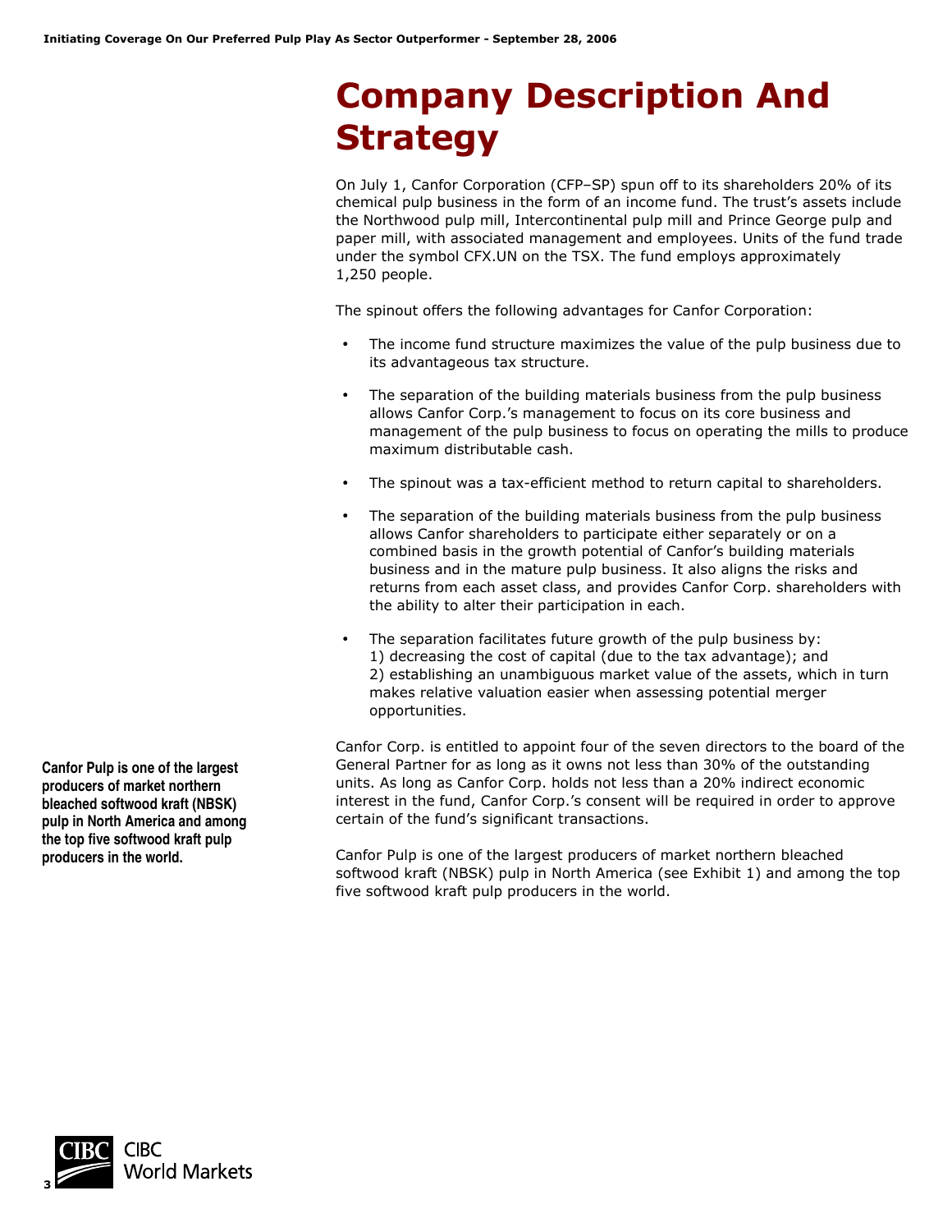# Company Description And Strategy

On July 1, Canfor Corporation (CFP–SP) spun off to its shareholders 20% of its chemical pulp business in the form of an income fund. The trust's assets include the Northwood pulp mill, Intercontinental pulp mill and Prince George pulp and paper mill, with associated management and employees. Units of the fund trade under the symbol CFX.UN on the TSX. The fund employs approximately 1,250 people.

The spinout offers the following advantages for Canfor Corporation:

- The income fund structure maximizes the value of the pulp business due to its advantageous tax structure.
- The separation of the building materials business from the pulp business allows Canfor Corp.'s management to focus on its core business and management of the pulp business to focus on operating the mills to produce maximum distributable cash.
- The spinout was a tax-efficient method to return capital to shareholders.
- The separation of the building materials business from the pulp business allows Canfor shareholders to participate either separately or on a combined basis in the growth potential of Canfor's building materials business and in the mature pulp business. It also aligns the risks and returns from each asset class, and provides Canfor Corp. shareholders with the ability to alter their participation in each.
- The separation facilitates future growth of the pulp business by: 1) decreasing the cost of capital (due to the tax advantage); and 2) establishing an unambiguous market value of the assets, which in turn makes relative valuation easier when assessing potential merger opportunities.

Canfor Corp. is entitled to appoint four of the seven directors to the board of the General Partner for as long as it owns not less than 30% of the outstanding units. As long as Canfor Corp. holds not less than a 20% indirect economic interest in the fund, Canfor Corp.'s consent will be required in order to approve certain of the fund's significant transactions.

**Canfor Pulp is one of the largest producers of market northern bleached softwood kraft (NBSK) pulp in North America and among the top five softwood kraft pulp producers in the world.**

Canfor Pulp is one of the largest producers of market northern bleached softwood kraft (NBSK) pulp in North America (see Exhibit 1) and among the top five softwood kraft pulp producers in the world.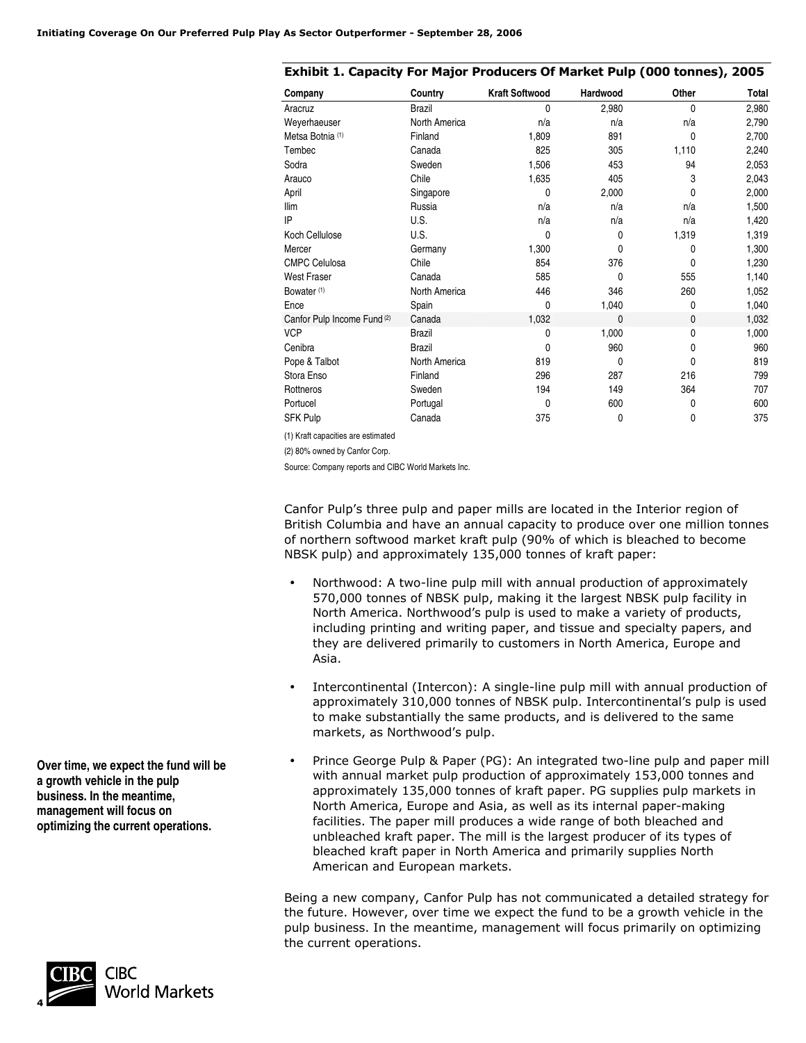### Exhibit 1. Capacity For Major Producers Of Market Pulp (000 tonnes), 2005

| Company | Country | Kraft Softwood | Hardwood | Other | Total |
|---|---|---|---|---|---|
| Aracruz | Brazil | 0 | 2,980 | 0 | 2,980 |
| Weyerhaeuser | North America | n/a | n/a | n/a | 2,790 |
| Metsa Botnia [(1)] | Finland | 1,809 | 891 | 0 | 2,700 |
| Tembec | Canada | 825 | 305 | 1,110 | 2,240 |
| Sodra | Sweden | 1,506 | 453 | 94 | 2,053 |
| Arauco | Chile | 1,635 | 405 | 3 | 2,043 |
| April | Singapore | 0 | 2,000 | 0 | 2,000 |
| Ilim | Russia | n/a | n/a | n/a | 1,500 |
| IP | U.S. | n/a | n/a | n/a | 1,420 |
| Koch Cellulose | U.S. | 0 | 0 | 1,319 | 1,319 |
| Mercer | Germany | 1,300 | 0 | 0 | 1,300 |
| CMPC Celulosa | Chile | 854 | 376 | 0 | 1,230 |
| West Fraser | Canada | 585 | 0 | 555 | 1,140 |
| Bowater [(1)] | North America | 446 | 346 | 260 | 1,052 |
| Ence | Spain | 0 | 1,040 | 0 | 1,040 |
| Canfor Pulp Income Fund [(2)] | Canada | 1,032 | 0 | 0 | 1,032 |
| VCP | Brazil | 0 | 1,000 | 0 | 1,000 |
| Cenibra | Brazil | 0 | 960 | 0 | 960 |
| Pope & Talbot | North America | 819 | 0 | 0 | 819 |
| Stora Enso | Finland | 296 | 287 | 216 | 799 |
| Rottneros | Sweden | 194 | 149 | 364 | 707 |
| Portucel | Portugal | 0 | 600 | 0 | 600 |
| SFK Pulp | Canada | 375 | 0 | 0 | 375 |

(1) Kraft capacities are estimated

(2) 80% owned by Canfor Corp.

Source: Company reports and CIBC World Markets Inc.

Canfor Pulp's three pulp and paper mills are located in the Interior region of British Columbia and have an annual capacity to produce over one million tonnes of northern softwood market kraft pulp (90% of which is bleached to become NBSK pulp) and approximately 135,000 tonnes of kraft paper:

- Northwood: A two-line pulp mill with annual production of approximately 570,000 tonnes of NBSK pulp, making it the largest NBSK pulp facility in North America. Northwood's pulp is used to make a variety of products, including printing and writing paper, and tissue and specialty papers, and they are delivered primarily to customers in North America, Europe and Asia.
- Intercontinental (Intercon): A single-line pulp mill with annual production of approximately 310,000 tonnes of NBSK pulp. Intercontinental's pulp is used to make substantially the same products, and is delivered to the same markets, as Northwood's pulp.
- Prince George Pulp & Paper (PG): An integrated two-line pulp and paper mill with annual market pulp production of approximately 153,000 tonnes and approximately 135,000 tonnes of kraft paper. PG supplies pulp markets in North America, Europe and Asia, as well as its internal paper-making facilities. The paper mill produces a wide range of both bleached and unbleached kraft paper. The mill is the largest producer of its types of bleached kraft paper in North America and primarily supplies North American and European markets.

**Over time, we expect the fund will be a growth vehicle in the pulp business. In the meantime, management will focus on optimizing the current operations.**

Being a new company, Canfor Pulp has not communicated a detailed strategy for the future. However, over time we expect the fund to be a growth vehicle in the pulp business. In the meantime, management will focus primarily on optimizing the current operations.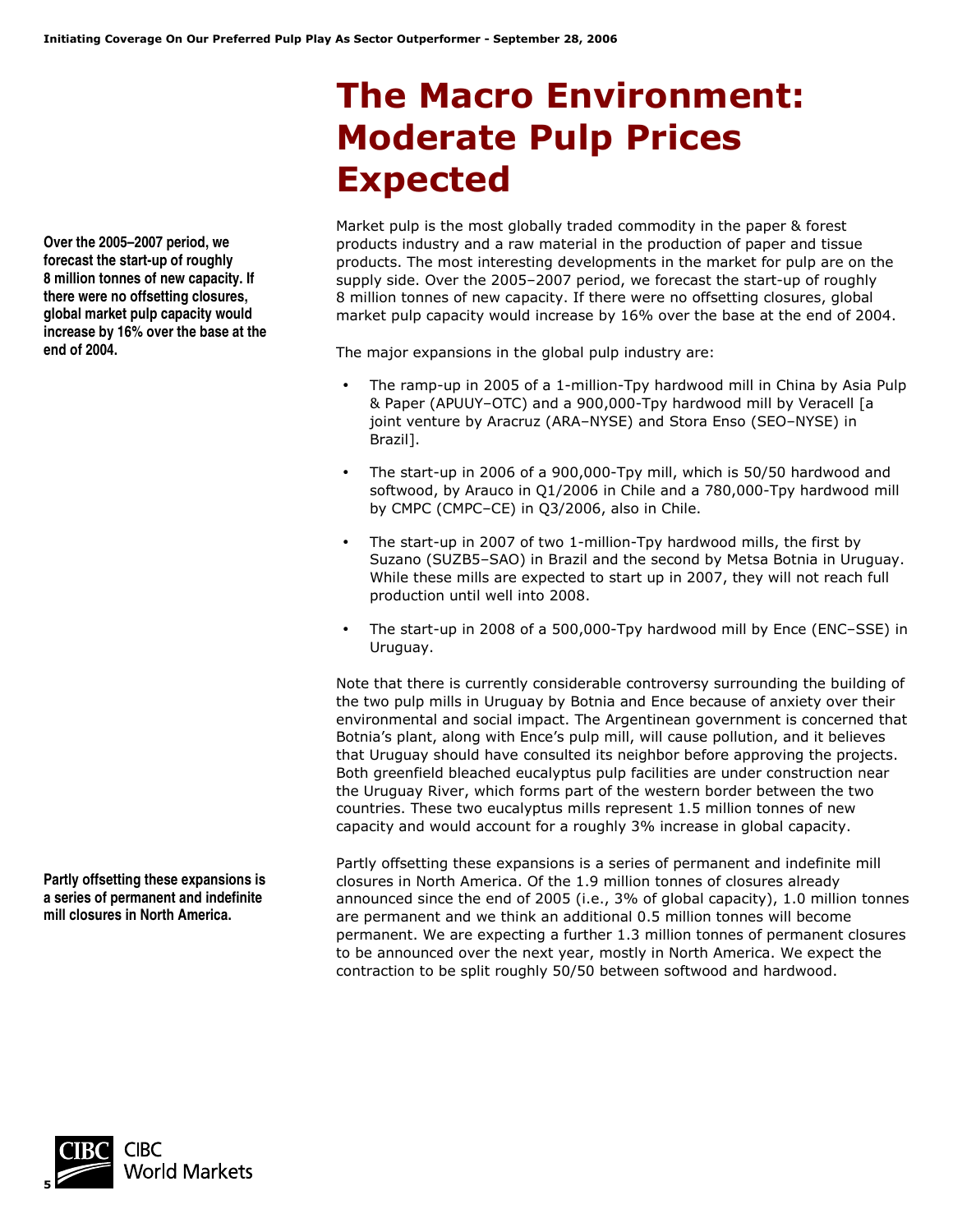# The Macro Environment: Moderate Pulp Prices Expected

**Over the 2005–2007 period, we forecast the start-up of roughly 8 million tonnes of new capacity. If there were no offsetting closures, global market pulp capacity would increase by 16% over the base at the end of 2004.**

Market pulp is the most globally traded commodity in the paper & forest products industry and a raw material in the production of paper and tissue products. The most interesting developments in the market for pulp are on the supply side. Over the 2005–2007 period, we forecast the start-up of roughly 8 million tonnes of new capacity. If there were no offsetting closures, global market pulp capacity would increase by 16% over the base at the end of 2004.

The major expansions in the global pulp industry are:

- The ramp-up in 2005 of a 1-million-Tpy hardwood mill in China by Asia Pulp & Paper (APUUY–OTC) and a 900,000-Tpy hardwood mill by Veracell [a joint venture by Aracruz (ARA–NYSE) and Stora Enso (SEO–NYSE) in Brazil].
- The start-up in 2006 of a 900,000-Tpy mill, which is 50/50 hardwood and softwood, by Arauco in Q1/2006 in Chile and a 780,000-Tpy hardwood mill by CMPC (CMPC–CE) in Q3/2006, also in Chile.
- The start-up in 2007 of two 1-million-Tpy hardwood mills, the first by Suzano (SUZB5–SAO) in Brazil and the second by Metsa Botnia in Uruguay. While these mills are expected to start up in 2007, they will not reach full production until well into 2008.
- The start-up in 2008 of a 500,000-Tpy hardwood mill by Ence (ENC–SSE) in Uruguay.

Note that there is currently considerable controversy surrounding the building of the two pulp mills in Uruguay by Botnia and Ence because of anxiety over their environmental and social impact. The Argentinean government is concerned that Botnia's plant, along with Ence's pulp mill, will cause pollution, and it believes that Uruguay should have consulted its neighbor before approving the projects. Both greenfield bleached eucalyptus pulp facilities are under construction near the Uruguay River, which forms part of the western border between the two countries. These two eucalyptus mills represent 1.5 million tonnes of new capacity and would account for a roughly 3% increase in global capacity.

**Partly offsetting these expansions is a series of permanent and indefinite mill closures in North America.**

Partly offsetting these expansions is a series of permanent and indefinite mill closures in North America. Of the 1.9 million tonnes of closures already announced since the end of 2005 (i.e., 3% of global capacity), 1.0 million tonnes are permanent and we think an additional 0.5 million tonnes will become permanent. We are expecting a further 1.3 million tonnes of permanent closures to be announced over the next year, mostly in North America. We expect the contraction to be split roughly 50/50 between softwood and hardwood.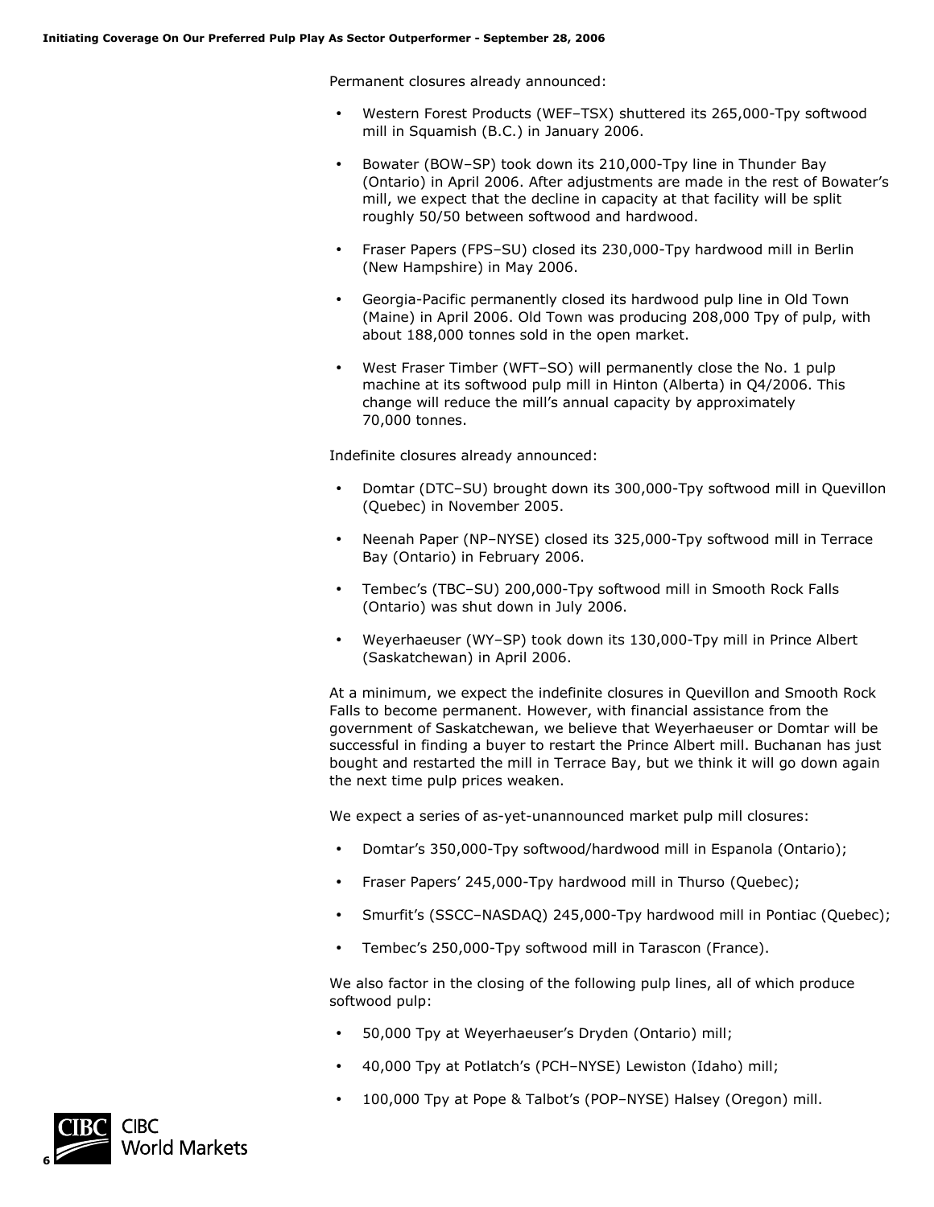Permanent closures already announced:

- Western Forest Products (WEF–TSX) shuttered its 265,000-Tpy softwood mill in Squamish (B.C.) in January 2006.
- Bowater (BOW–SP) took down its 210,000-Tpy line in Thunder Bay (Ontario) in April 2006. After adjustments are made in the rest of Bowater's mill, we expect that the decline in capacity at that facility will be split roughly 50/50 between softwood and hardwood.
- Fraser Papers (FPS–SU) closed its 230,000-Tpy hardwood mill in Berlin (New Hampshire) in May 2006.
- Georgia-Pacific permanently closed its hardwood pulp line in Old Town (Maine) in April 2006. Old Town was producing 208,000 Tpy of pulp, with about 188,000 tonnes sold in the open market.
- West Fraser Timber (WFT–SO) will permanently close the No. 1 pulp machine at its softwood pulp mill in Hinton (Alberta) in Q4/2006. This change will reduce the mill's annual capacity by approximately 70,000 tonnes.

Indefinite closures already announced:

- Domtar (DTC–SU) brought down its 300,000-Tpy softwood mill in Quevillon (Quebec) in November 2005.
- Neenah Paper (NP–NYSE) closed its 325,000-Tpy softwood mill in Terrace Bay (Ontario) in February 2006.
- Tembec's (TBC–SU) 200,000-Tpy softwood mill in Smooth Rock Falls (Ontario) was shut down in July 2006.
- Weyerhaeuser (WY–SP) took down its 130,000-Tpy mill in Prince Albert (Saskatchewan) in April 2006.

At a minimum, we expect the indefinite closures in Quevillon and Smooth Rock Falls to become permanent. However, with financial assistance from the government of Saskatchewan, we believe that Weyerhaeuser or Domtar will be successful in finding a buyer to restart the Prince Albert mill. Buchanan has just bought and restarted the mill in Terrace Bay, but we think it will go down again the next time pulp prices weaken.

We expect a series of as-yet-unannounced market pulp mill closures:

- Domtar's 350,000-Tpy softwood/hardwood mill in Espanola (Ontario);
- Fraser Papers' 245,000-Tpy hardwood mill in Thurso (Quebec);
- Smurfit's (SSCC–NASDAQ) 245,000-Tpy hardwood mill in Pontiac (Quebec);
- Tembec's 250,000-Tpy softwood mill in Tarascon (France).

We also factor in the closing of the following pulp lines, all of which produce softwood pulp:

- 50,000 Tpy at Weyerhaeuser's Dryden (Ontario) mill;
- 40,000 Tpy at Potlatch's (PCH–NYSE) Lewiston (Idaho) mill;
- 100,000 Tpy at Pope & Talbot's (POP–NYSE) Halsey (Oregon) mill.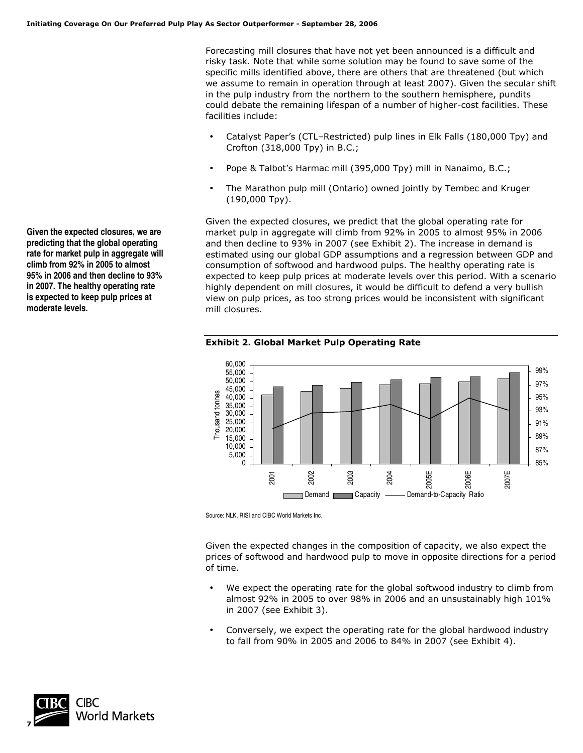Forecasting mill closures that have not yet been announced is a difficult and risky task. Note that while some solution may be found to save some of the specific mills identified above, there are others that are threatened (but which we assume to remain in operation through at least 2007). Given the secular shift in the pulp industry from the northern to the southern hemisphere, pundits could debate the remaining lifespan of a number of higher-cost facilities. These facilities include:

- Catalyst Paper's (CTL–Restricted) pulp lines in Elk Falls (180,000 Tpy) and Crofton (318,000 Tpy) in B.C.;
- Pope & Talbot's Harmac mill (395,000 Tpy) mill in Nanaimo, B.C.;
- The Marathon pulp mill (Ontario) owned jointly by Tembec and Kruger (190,000 Tpy).

**Given the expected closures, we are predicting that the global operating rate for market pulp in aggregate will climb from 92% in 2005 to almost 95% in 2006 and then decline to 93% in 2007. The healthy operating rate is expected to keep pulp prices at moderate levels.**

Given the expected closures, we predict that the global operating rate for market pulp in aggregate will climb from 92% in 2005 to almost 95% in 2006 and then decline to 93% in 2007 (see Exhibit 2). The increase in demand is estimated using our global GDP assumptions and a regression between GDP and consumption of softwood and hardwood pulps. The healthy operating rate is expected to keep pulp prices at moderate levels over this period. With a scenario highly dependent on mill closures, it would be difficult to defend a very bullish view on pulp prices, as too strong prices would be inconsistent with significant mill closures.

**Exhibit 2. Global Market Pulp Operating Rate**

Source: NLK, RISI and CIBC World Markets Inc.

Given the expected changes in the composition of capacity, we also expect the prices of softwood and hardwood pulp to move in opposite directions for a period of time.

- We expect the operating rate for the global softwood industry to climb from almost 92% in 2005 to over 98% in 2006 and an unsustainably high 101% in 2007 (see Exhibit 3).
- Conversely, we expect the operating rate for the global hardwood industry to fall from 90% in 2005 and 2006 to 84% in 2007 (see Exhibit 4).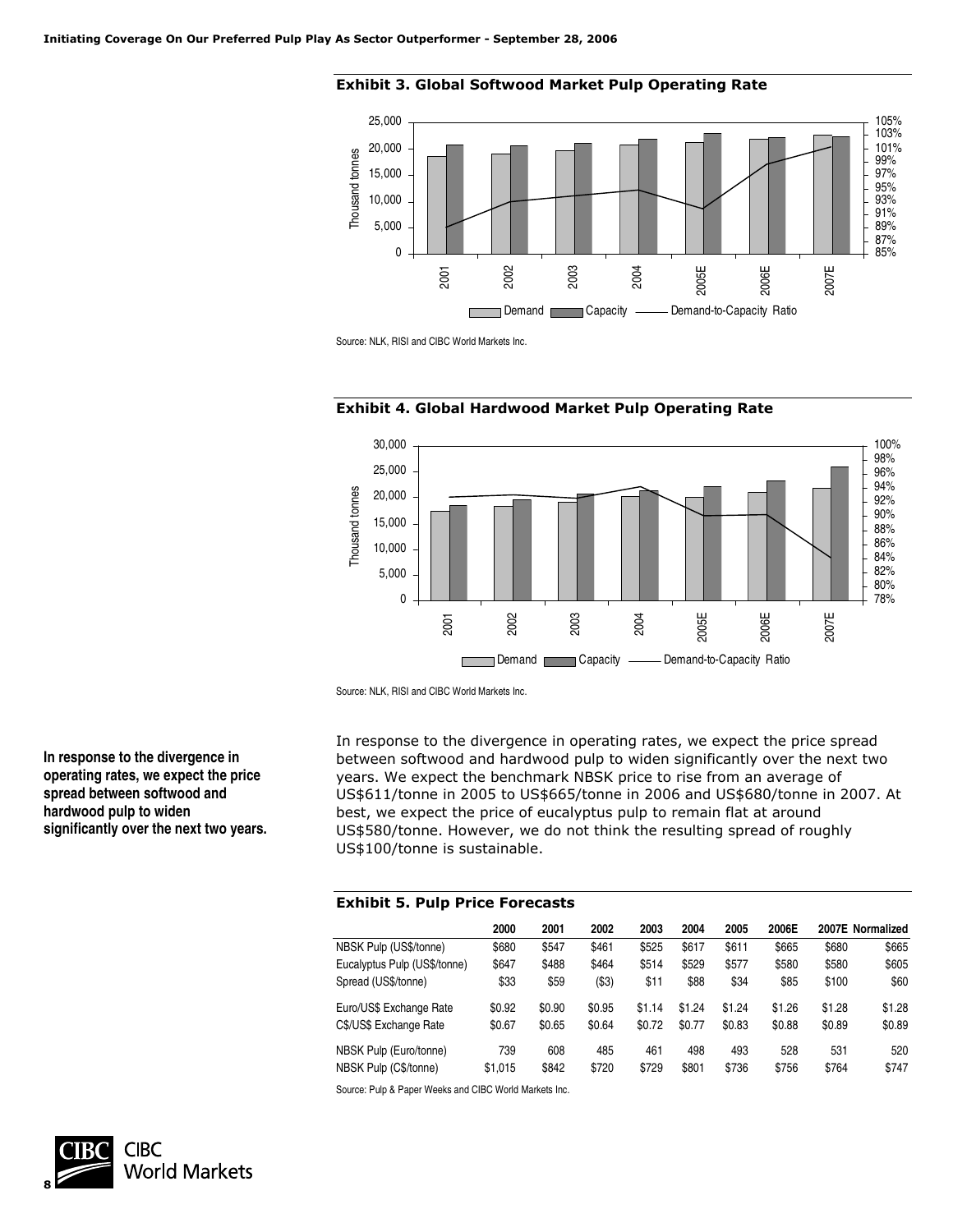### Exhibit 3. Global Softwood Market Pulp Operating Rate

Source: NLK, RISI and CIBC World Markets Inc.

### Exhibit 4. Global Hardwood Market Pulp Operating Rate

Source: NLK, RISI and CIBC World Markets Inc.

**In response to the divergence in operating rates, we expect the price spread between softwood and hardwood pulp to widen significantly over the next two years.**

In response to the divergence in operating rates, we expect the price spread between softwood and hardwood pulp to widen significantly over the next two years. We expect the benchmark NBSK price to rise from an average of US$611/tonne in 2005 to US$665/tonne in 2006 and US$680/tonne in 2007. At best, we expect the price of eucalyptus pulp to remain flat at around US$580/tonne. However, we do not think the resulting spread of roughly US$100/tonne is sustainable.

### Exhibit 5. Pulp Price Forecasts

| | 2000 | 2001 | 2002 | 2003 | 2004 | 2005 | 2006E | 2007E | Normalized |
|---|---|---|---|---|---|---|---|---|---|
| NBSK Pulp (US$/tonne) | $680 | $547 | $461 | $525 | $617 | $611 | $665 | $680 | $665 |
| Eucalyptus Pulp (US$/tonne) | $647 | $488 | $464 | $514 | $529 | $577 | $580 | $580 | $605 |
| Spread (US$/tonne) | $33 | $59 | ($3) | $11 | $88 | $34 | $85 | $100 | $60 |
| Euro/US$ Exchange Rate | $0.92 | $0.90 | $0.95 | $1.14 | $1.24 | $1.24 | $1.26 | $1.28 | $1.28 |
| C$/US$ Exchange Rate | $0.67 | $0.65 | $0.64 | $0.72 | $0.77 | $0.83 | $0.88 | $0.89 | $0.89 |
| NBSK Pulp (Euro/tonne) | 739 | 608 | 485 | 461 | 498 | 493 | 528 | 531 | 520 |
| NBSK Pulp (C$/tonne) | $1,015 | $842 | $720 | $729 | $801 | $736 | $756 | $764 | $747 |

Source: Pulp & Paper Weeks and CIBC World Markets Inc.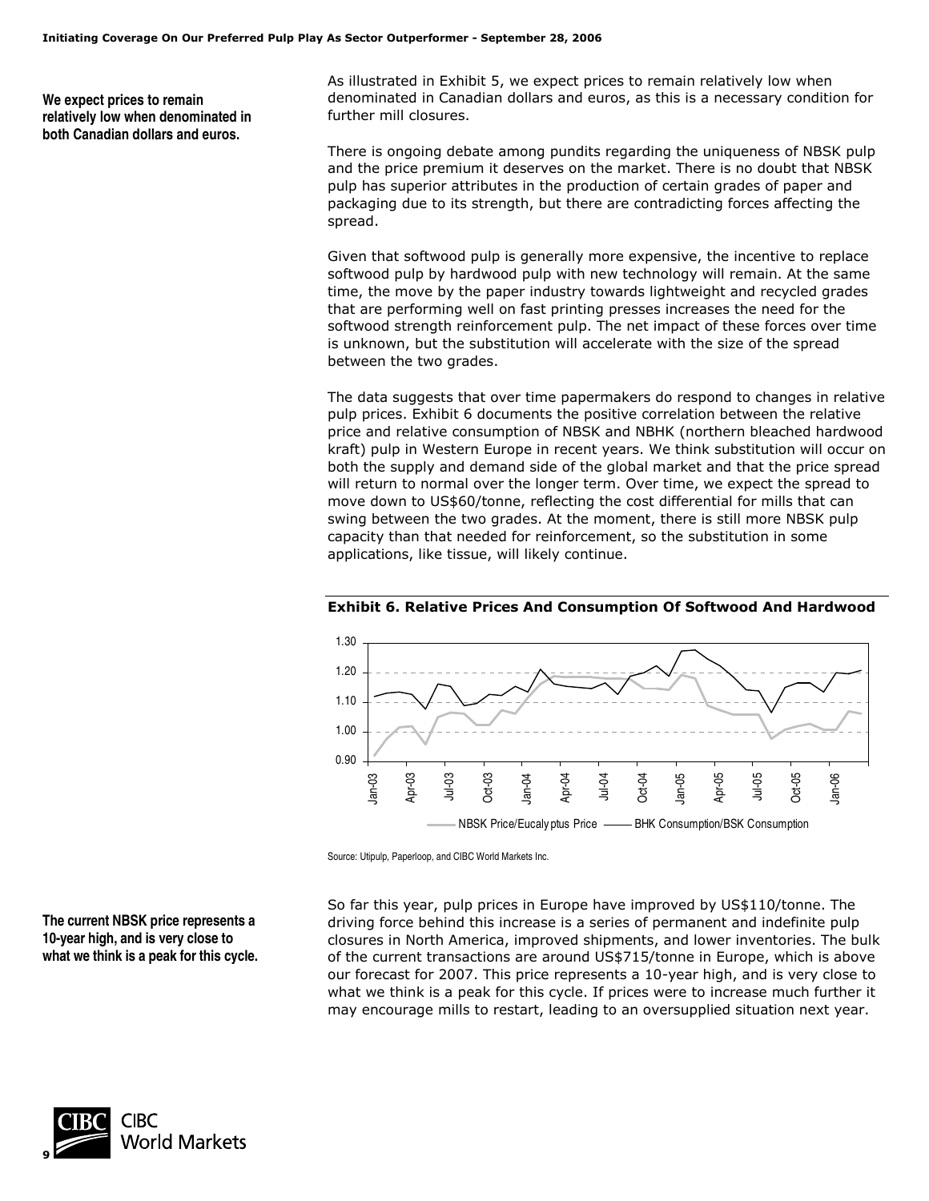**We expect prices to remain relatively low when denominated in both Canadian dollars and euros.**

As illustrated in Exhibit 5, we expect prices to remain relatively low when denominated in Canadian dollars and euros, as this is a necessary condition for further mill closures.

There is ongoing debate among pundits regarding the uniqueness of NBSK pulp and the price premium it deserves on the market. There is no doubt that NBSK pulp has superior attributes in the production of certain grades of paper and packaging due to its strength, but there are contradicting forces affecting the spread.

Given that softwood pulp is generally more expensive, the incentive to replace softwood pulp by hardwood pulp with new technology will remain. At the same time, the move by the paper industry towards lightweight and recycled grades that are performing well on fast printing presses increases the need for the softwood strength reinforcement pulp. The net impact of these forces over time is unknown, but the substitution will accelerate with the size of the spread between the two grades.

The data suggests that over time papermakers do respond to changes in relative pulp prices. Exhibit 6 documents the positive correlation between the relative price and relative consumption of NBSK and NBHK (northern bleached hardwood kraft) pulp in Western Europe in recent years. We think substitution will occur on both the supply and demand side of the global market and that the price spread will return to normal over the longer term. Over time, we expect the spread to move down to US$60/tonne, reflecting the cost differential for mills that can swing between the two grades. At the moment, there is still more NBSK pulp capacity than that needed for reinforcement, so the substitution in some applications, like tissue, will likely continue.

**Exhibit 6. Relative Prices And Consumption Of Softwood And Hardwood**

Source: Utipulp, Paperloop, and CIBC World Markets Inc.

**The current NBSK price represents a 10-year high, and is very close to what we think is a peak for this cycle.**

So far this year, pulp prices in Europe have improved by US$110/tonne. The driving force behind this increase is a series of permanent and indefinite pulp closures in North America, improved shipments, and lower inventories. The bulk of the current transactions are around US$715/tonne in Europe, which is above our forecast for 2007. This price represents a 10-year high, and is very close to what we think is a peak for this cycle. If prices were to increase much further it may encourage mills to restart, leading to an oversupplied situation next year.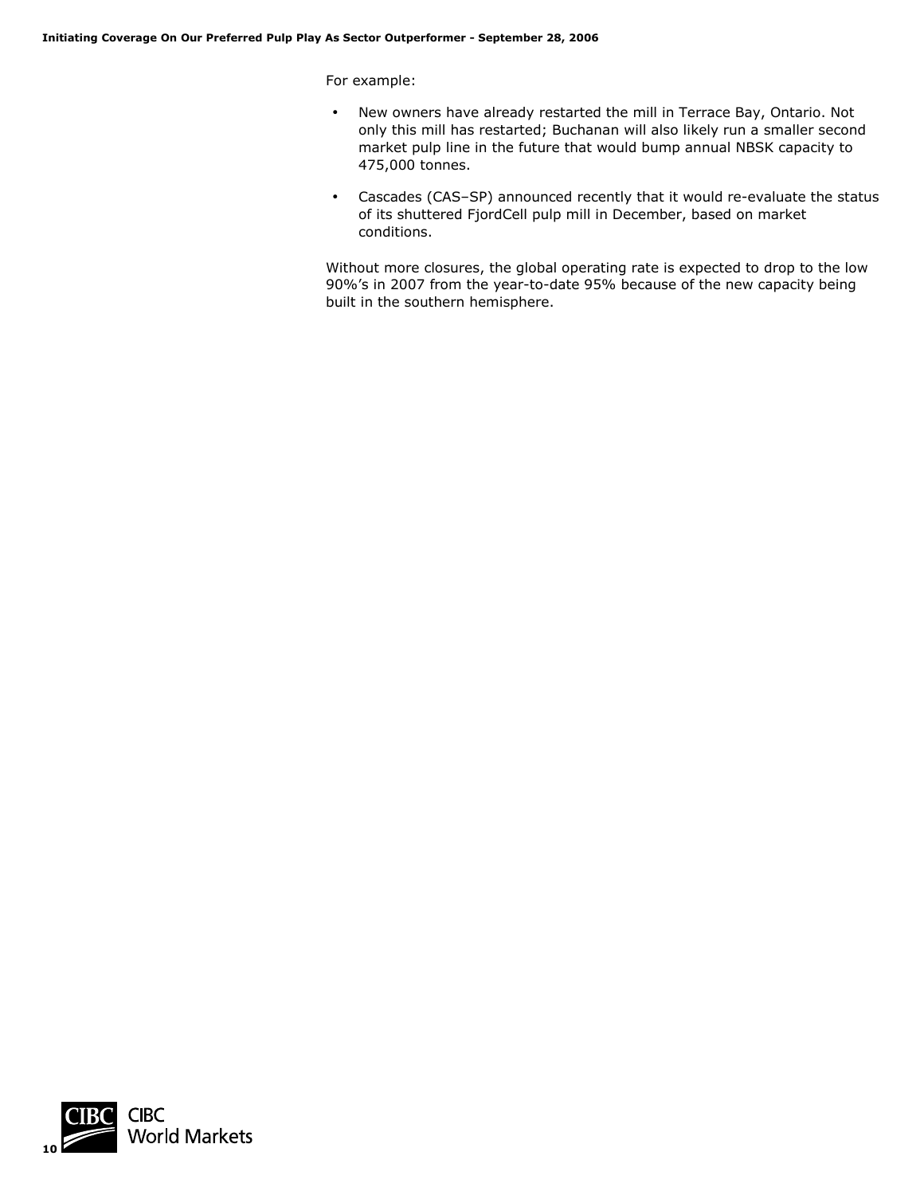For example:

- New owners have already restarted the mill in Terrace Bay, Ontario. Not only this mill has restarted; Buchanan will also likely run a smaller second market pulp line in the future that would bump annual NBSK capacity to 475,000 tonnes.

- Cascades (CAS–SP) announced recently that it would re-evaluate the status of its shuttered FjordCell pulp mill in December, based on market conditions.

Without more closures, the global operating rate is expected to drop to the low 90%'s in 2007 from the year-to-date 95% because of the new capacity being built in the southern hemisphere.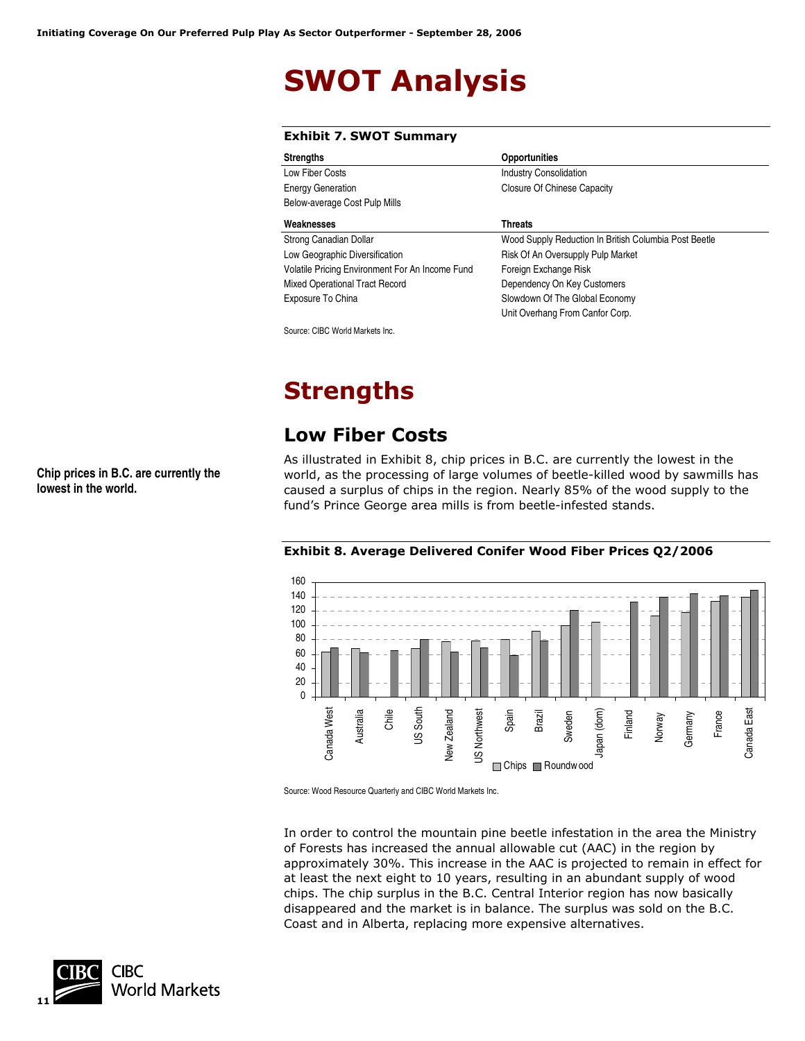# SWOT Analysis

**Exhibit 7. SWOT Summary**

| Strengths | Opportunities |
|---|---|
| Low Fiber Costs | Industry Consolidation |
| Energy Generation | Closure Of Chinese Capacity |
| Below-average Cost Pulp Mills | |
| **Weaknesses** | **Threats** |
| Strong Canadian Dollar | Wood Supply Reduction In British Columbia Post Beetle |
| Low Geographic Diversification | Risk Of An Oversupply Pulp Market |
| Volatile Pricing Environment For An Income Fund | Foreign Exchange Risk |
| Mixed Operational Tract Record | Dependency On Key Customers |
| Exposure To China | Slowdown Of The Global Economy |
| | Unit Overhang From Canfor Corp. |

Source: CIBC World Markets Inc.

# Strengths

## Low Fiber Costs

**Chip prices in B.C. are currently the lowest in the world.**

As illustrated in Exhibit 8, chip prices in B.C. are currently the lowest in the world, as the processing of large volumes of beetle-killed wood by sawmills has caused a surplus of chips in the region. Nearly 85% of the wood supply to the fund's Prince George area mills is from beetle-infested stands.

**Exhibit 8. Average Delivered Conifer Wood Fiber Prices Q2/2006**

| Region | Chips | Roundwood |
|---|---|---|
| Canada West | 63 | 69 |
| Australia | 68 | 62 |
| Chile | | 65 |
| US South | 68 | 80 |
| New Zealand | 77 | 63 |
| US Northwest | 78 | 69 |
| Spain | 80 | 58 |
| Brazil | 92 | 79 |
| Sweden | 100 | 121 |
| Japan (dom) | 105 | |
| Finland | | 133 |
| Norway | 114 | 140 |
| Germany | 119 | 145 |
| France | 134 | 142 |
| Canada East | 140 | 149 |

Source: Wood Resource Quarterly and CIBC World Markets Inc.

In order to control the mountain pine beetle infestation in the area the Ministry of Forests has increased the annual allowable cut (AAC) in the region by approximately 30%. This increase in the AAC is projected to remain in effect for at least the next eight to 10 years, resulting in an abundant supply of wood chips. The chip surplus in the B.C. Central Interior region has now basically disappeared and the market is in balance. The surplus was sold on the B.C. Coast and in Alberta, replacing more expensive alternatives.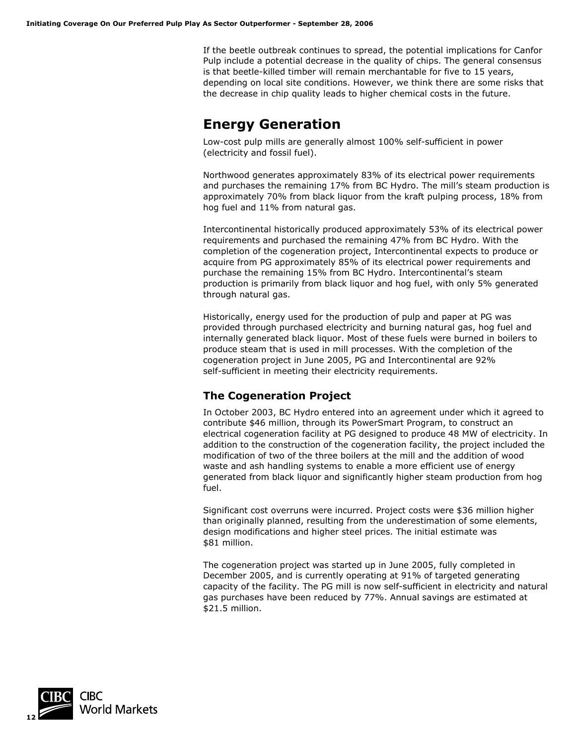If the beetle outbreak continues to spread, the potential implications for Canfor Pulp include a potential decrease in the quality of chips. The general consensus is that beetle-killed timber will remain merchantable for five to 15 years, depending on local site conditions. However, we think there are some risks that the decrease in chip quality leads to higher chemical costs in the future.

## Energy Generation

Low-cost pulp mills are generally almost 100% self-sufficient in power (electricity and fossil fuel).

Northwood generates approximately 83% of its electrical power requirements and purchases the remaining 17% from BC Hydro. The mill's steam production is approximately 70% from black liquor from the kraft pulping process, 18% from hog fuel and 11% from natural gas.

Intercontinental historically produced approximately 53% of its electrical power requirements and purchased the remaining 47% from BC Hydro. With the completion of the cogeneration project, Intercontinental expects to produce or acquire from PG approximately 85% of its electrical power requirements and purchase the remaining 15% from BC Hydro. Intercontinental's steam production is primarily from black liquor and hog fuel, with only 5% generated through natural gas.

Historically, energy used for the production of pulp and paper at PG was provided through purchased electricity and burning natural gas, hog fuel and internally generated black liquor. Most of these fuels were burned in boilers to produce steam that is used in mill processes. With the completion of the cogeneration project in June 2005, PG and Intercontinental are 92% self-sufficient in meeting their electricity requirements.

### The Cogeneration Project

In October 2003, BC Hydro entered into an agreement under which it agreed to contribute $46 million, through its PowerSmart Program, to construct an electrical cogeneration facility at PG designed to produce 48 MW of electricity. In addition to the construction of the cogeneration facility, the project included the modification of two of the three boilers at the mill and the addition of wood waste and ash handling systems to enable a more efficient use of energy generated from black liquor and significantly higher steam production from hog fuel.

Significant cost overruns were incurred. Project costs were $36 million higher than originally planned, resulting from the underestimation of some elements, design modifications and higher steel prices. The initial estimate was $81 million.

The cogeneration project was started up in June 2005, fully completed in December 2005, and is currently operating at 91% of targeted generating capacity of the facility. The PG mill is now self-sufficient in electricity and natural gas purchases have been reduced by 77%. Annual savings are estimated at $21.5 million.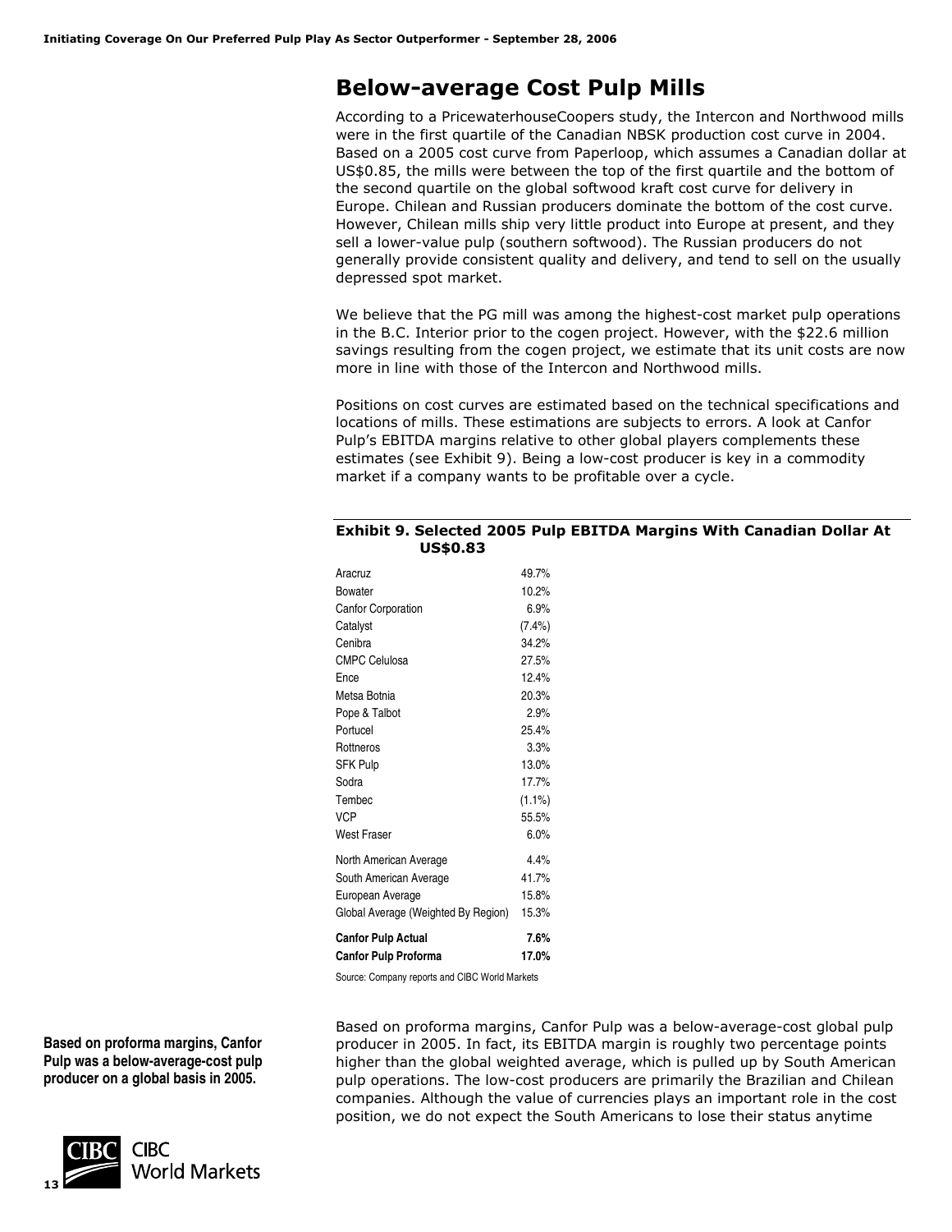# Below-average Cost Pulp Mills

According to a PricewaterhouseCoopers study, the Intercon and Northwood mills were in the first quartile of the Canadian NBSK production cost curve in 2004. Based on a 2005 cost curve from Paperloop, which assumes a Canadian dollar at US$0.85, the mills were between the top of the first quartile and the bottom of the second quartile on the global softwood kraft cost curve for delivery in Europe. Chilean and Russian producers dominate the bottom of the cost curve. However, Chilean mills ship very little product into Europe at present, and they sell a lower-value pulp (southern softwood). The Russian producers do not generally provide consistent quality and delivery, and tend to sell on the usually depressed spot market.

We believe that the PG mill was among the highest-cost market pulp operations in the B.C. Interior prior to the cogen project. However, with the $22.6 million savings resulting from the cogen project, we estimate that its unit costs are now more in line with those of the Intercon and Northwood mills.

Positions on cost curves are estimated based on the technical specifications and locations of mills. These estimations are subjects to errors. A look at Canfor Pulp's EBITDA margins relative to other global players complements these estimates (see Exhibit 9). Being a low-cost producer is key in a commodity market if a company wants to be profitable over a cycle.

**Exhibit 9. Selected 2005 Pulp EBITDA Margins With Canadian Dollar At US$0.83**

| Company | EBITDA Margin |
|---|---|
| Aracruz | 49.7% |
| Bowater | 10.2% |
| Canfor Corporation | 6.9% |
| Catalyst | (7.4%) |
| Cenibra | 34.2% |
| CMPC Celulosa | 27.5% |
| Ence | 12.4% |
| Metsa Botnia | 20.3% |
| Pope & Talbot | 2.9% |
| Portucel | 25.4% |
| Rottneros | 3.3% |
| SFK Pulp | 13.0% |
| Sodra | 17.7% |
| Tembec | (1.1%) |
| VCP | 55.5% |
| West Fraser | 6.0% |
| North American Average | 4.4% |
| South American Average | 41.7% |
| European Average | 15.8% |
| Global Average (Weighted By Region) | 15.3% |
| **Canfor Pulp Actual** | **7.6%** |
| **Canfor Pulp Proforma** | **17.0%** |

Source: Company reports and CIBC World Markets

**Based on proforma margins, Canfor Pulp was a below-average-cost pulp producer on a global basis in 2005.**

Based on proforma margins, Canfor Pulp was a below-average-cost global pulp producer in 2005. In fact, its EBITDA margin is roughly two percentage points higher than the global weighted average, which is pulled up by South American pulp operations. The low-cost producers are primarily the Brazilian and Chilean companies. Although the value of currencies plays an important role in the cost position, we do not expect the South Americans to lose their status anytime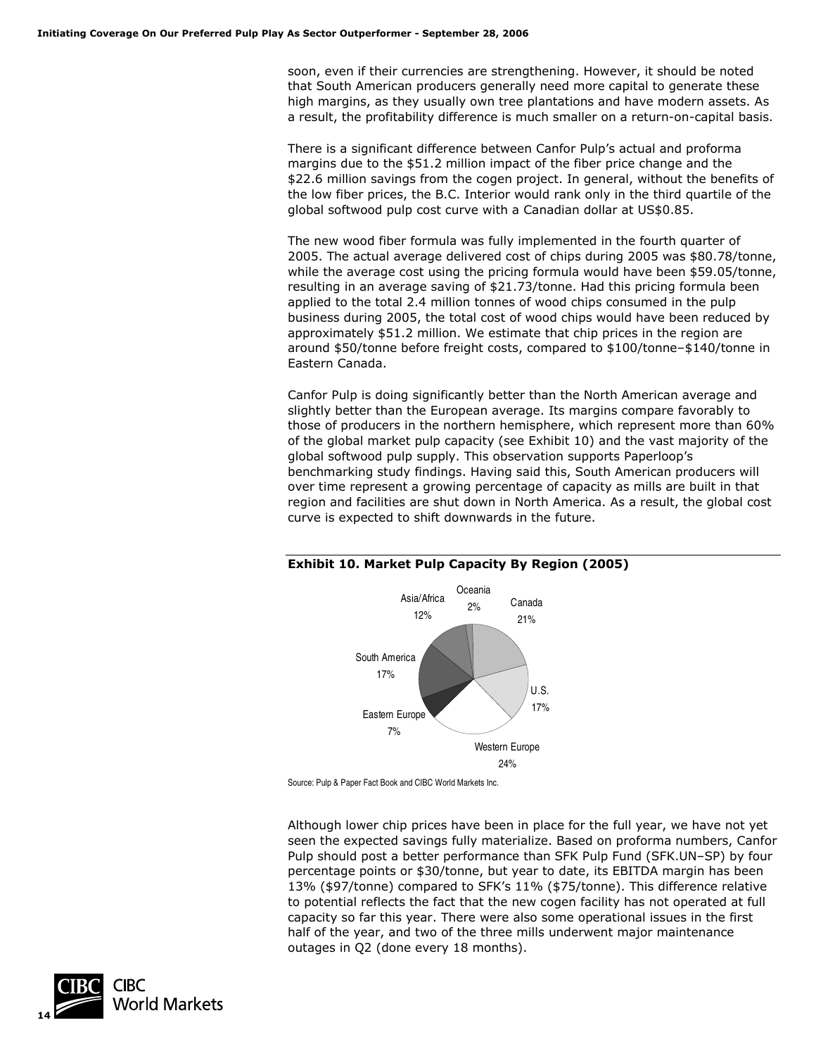soon, even if their currencies are strengthening. However, it should be noted that South American producers generally need more capital to generate these high margins, as they usually own tree plantations and have modern assets. As a result, the profitability difference is much smaller on a return-on-capital basis.

There is a significant difference between Canfor Pulp's actual and proforma margins due to the $51.2 million impact of the fiber price change and the $22.6 million savings from the cogen project. In general, without the benefits of the low fiber prices, the B.C. Interior would rank only in the third quartile of the global softwood pulp cost curve with a Canadian dollar at US$0.85.

The new wood fiber formula was fully implemented in the fourth quarter of 2005. The actual average delivered cost of chips during 2005 was $80.78/tonne, while the average cost using the pricing formula would have been $59.05/tonne, resulting in an average saving of $21.73/tonne. Had this pricing formula been applied to the total 2.4 million tonnes of wood chips consumed in the pulp business during 2005, the total cost of wood chips would have been reduced by approximately $51.2 million. We estimate that chip prices in the region are around $50/tonne before freight costs, compared to $100/tonne–$140/tonne in Eastern Canada.

Canfor Pulp is doing significantly better than the North American average and slightly better than the European average. Its margins compare favorably to those of producers in the northern hemisphere, which represent more than 60% of the global market pulp capacity (see Exhibit 10) and the vast majority of the global softwood pulp supply. This observation supports Paperloop's benchmarking study findings. Having said this, South American producers will over time represent a growing percentage of capacity as mills are built in that region and facilities are shut down in North America. As a result, the global cost curve is expected to shift downwards in the future.

**Exhibit 10. Market Pulp Capacity By Region (2005)**

| Region | Share |
|---|---|
| Canada | 21% |
| U.S. | 17% |
| Western Europe | 24% |
| Eastern Europe | 7% |
| South America | 17% |
| Asia/Africa | 12% |
| Oceania | 2% |

Source: Pulp & Paper Fact Book and CIBC World Markets Inc.

Although lower chip prices have been in place for the full year, we have not yet seen the expected savings fully materialize. Based on proforma numbers, Canfor Pulp should post a better performance than SFK Pulp Fund (SFK.UN–SP) by four percentage points or $30/tonne, but year to date, its EBITDA margin has been 13% ($97/tonne) compared to SFK's 11% ($75/tonne). This difference relative to potential reflects the fact that the new cogen facility has not operated at full capacity so far this year. There were also some operational issues in the first half of the year, and two of the three mills underwent major maintenance outages in Q2 (done every 18 months).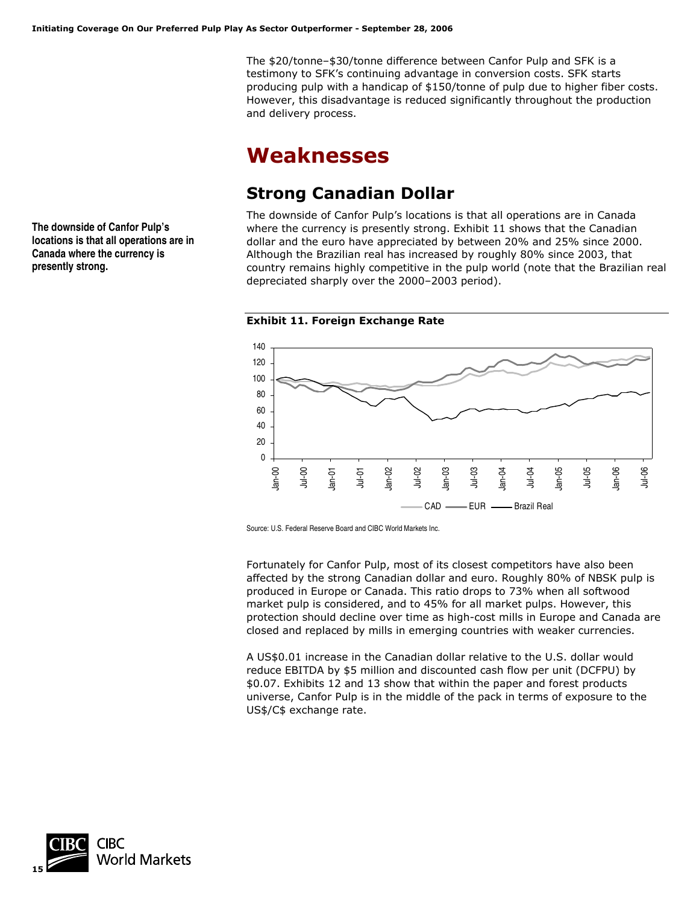The $20/tonne–$30/tonne difference between Canfor Pulp and SFK is a testimony to SFK's continuing advantage in conversion costs. SFK starts producing pulp with a handicap of $150/tonne of pulp due to higher fiber costs. However, this disadvantage is reduced significantly throughout the production and delivery process.

# Weaknesses

## Strong Canadian Dollar

**The downside of Canfor Pulp's locations is that all operations are in Canada where the currency is presently strong.**

The downside of Canfor Pulp's locations is that all operations are in Canada where the currency is presently strong. Exhibit 11 shows that the Canadian dollar and the euro have appreciated by between 20% and 25% since 2000. Although the Brazilian real has increased by roughly 80% since 2003, that country remains highly competitive in the pulp world (note that the Brazilian real depreciated sharply over the 2000–2003 period).

**Exhibit 11. Foreign Exchange Rate**

Source: U.S. Federal Reserve Board and CIBC World Markets Inc.

Fortunately for Canfor Pulp, most of its closest competitors have also been affected by the strong Canadian dollar and euro. Roughly 80% of NBSK pulp is produced in Europe or Canada. This ratio drops to 73% when all softwood market pulp is considered, and to 45% for all market pulps. However, this protection should decline over time as high-cost mills in Europe and Canada are closed and replaced by mills in emerging countries with weaker currencies.

A US$0.01 increase in the Canadian dollar relative to the U.S. dollar would reduce EBITDA by $5 million and discounted cash flow per unit (DCFPU) by $0.07. Exhibits 12 and 13 show that within the paper and forest products universe, Canfor Pulp is in the middle of the pack in terms of exposure to the US$/C$ exchange rate.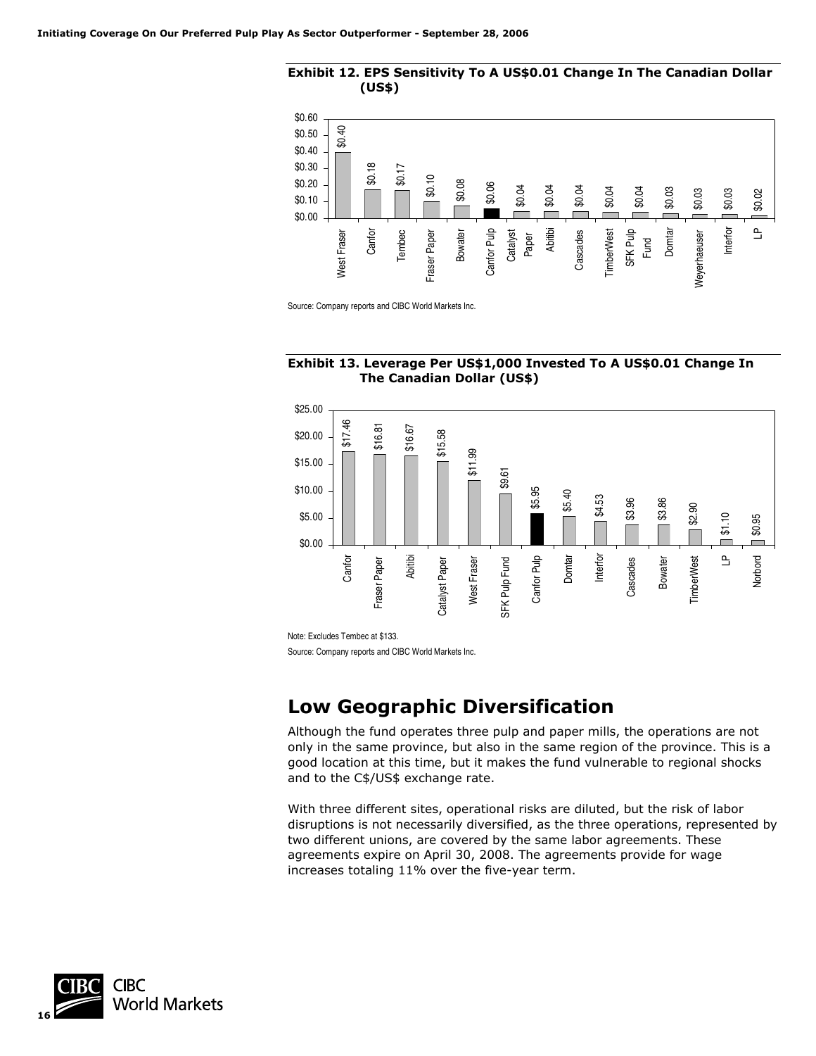**Exhibit 12. EPS Sensitivity To A US$0.01 Change In The Canadian Dollar (US$)**

| Company | EPS Sensitivity (US$) |
|---|---|
| West Fraser | $0.40 |
| Canfor | $0.18 |
| Tembec | $0.17 |
| Fraser Paper | $0.10 |
| Bowater | $0.08 |
| Canfor Pulp | $0.06 |
| Catalyst Paper | $0.04 |
| Abitibi | $0.04 |
| Cascades | $0.04 |
| TimberWest | $0.04 |
| SFK Pulp Fund | $0.04 |
| Domtar | $0.03 |
| Weyerhaeuser | $0.03 |
| Interfor | $0.03 |
| LP | $0.02 |

Source: Company reports and CIBC World Markets Inc.

**Exhibit 13. Leverage Per US$1,000 Invested To A US$0.01 Change In The Canadian Dollar (US$)**

| Company | Leverage (US$) |
|---|---|
| Canfor | $17.46 |
| Fraser Paper | $16.81 |
| Abitibi | $16.67 |
| Catalyst Paper | $15.58 |
| West Fraser | $11.99 |
| SFK Pulp Fund | $9.61 |
| Canfor Pulp | $5.95 |
| Domtar | $5.40 |
| Interfor | $4.53 |
| Cascades | $3.96 |
| Bowater | $3.86 |
| TimberWest | $2.90 |
| LP | $1.10 |
| Norbord | $0.95 |

Note: Excludes Tembec at $133.

Source: Company reports and CIBC World Markets Inc.

## Low Geographic Diversification

Although the fund operates three pulp and paper mills, the operations are not only in the same province, but also in the same region of the province. This is a good location at this time, but it makes the fund vulnerable to regional shocks and to the C$/US$ exchange rate.

With three different sites, operational risks are diluted, but the risk of labor disruptions is not necessarily diversified, as the three operations, represented by two different unions, are covered by the same labor agreements. These agreements expire on April 30, 2008. The agreements provide for wage increases totaling 11% over the five-year term.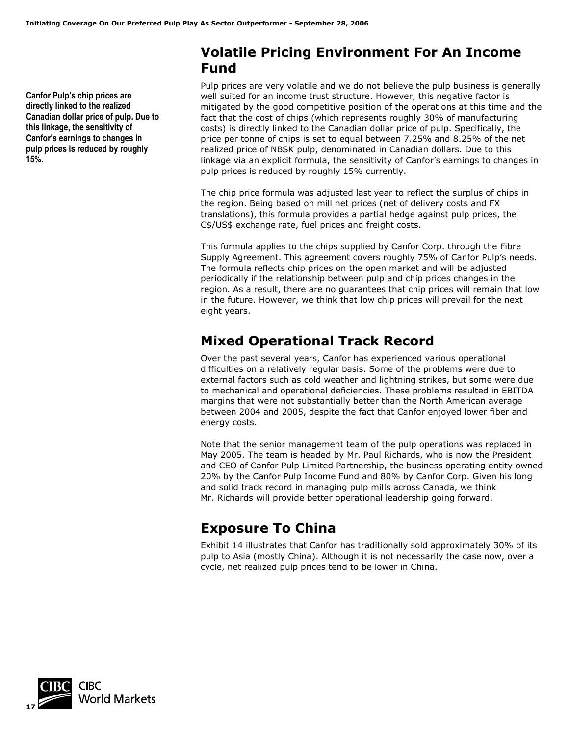## Volatile Pricing Environment For An Income Fund

**Canfor Pulp's chip prices are directly linked to the realized Canadian dollar price of pulp. Due to this linkage, the sensitivity of Canfor's earnings to changes in pulp prices is reduced by roughly 15%.**

Pulp prices are very volatile and we do not believe the pulp business is generally well suited for an income trust structure. However, this negative factor is mitigated by the good competitive position of the operations at this time and the fact that the cost of chips (which represents roughly 30% of manufacturing costs) is directly linked to the Canadian dollar price of pulp. Specifically, the price per tonne of chips is set to equal between 7.25% and 8.25% of the net realized price of NBSK pulp, denominated in Canadian dollars. Due to this linkage via an explicit formula, the sensitivity of Canfor's earnings to changes in pulp prices is reduced by roughly 15% currently.

The chip price formula was adjusted last year to reflect the surplus of chips in the region. Being based on mill net prices (net of delivery costs and FX translations), this formula provides a partial hedge against pulp prices, the C$/US$ exchange rate, fuel prices and freight costs.

This formula applies to the chips supplied by Canfor Corp. through the Fibre Supply Agreement. This agreement covers roughly 75% of Canfor Pulp's needs. The formula reflects chip prices on the open market and will be adjusted periodically if the relationship between pulp and chip prices changes in the region. As a result, there are no guarantees that chip prices will remain that low in the future. However, we think that low chip prices will prevail for the next eight years.

## Mixed Operational Track Record

Over the past several years, Canfor has experienced various operational difficulties on a relatively regular basis. Some of the problems were due to external factors such as cold weather and lightning strikes, but some were due to mechanical and operational deficiencies. These problems resulted in EBITDA margins that were not substantially better than the North American average between 2004 and 2005, despite the fact that Canfor enjoyed lower fiber and energy costs.

Note that the senior management team of the pulp operations was replaced in May 2005. The team is headed by Mr. Paul Richards, who is now the President and CEO of Canfor Pulp Limited Partnership, the business operating entity owned 20% by the Canfor Pulp Income Fund and 80% by Canfor Corp. Given his long and solid track record in managing pulp mills across Canada, we think Mr. Richards will provide better operational leadership going forward.

## Exposure To China

Exhibit 14 illustrates that Canfor has traditionally sold approximately 30% of its pulp to Asia (mostly China). Although it is not necessarily the case now, over a cycle, net realized pulp prices tend to be lower in China.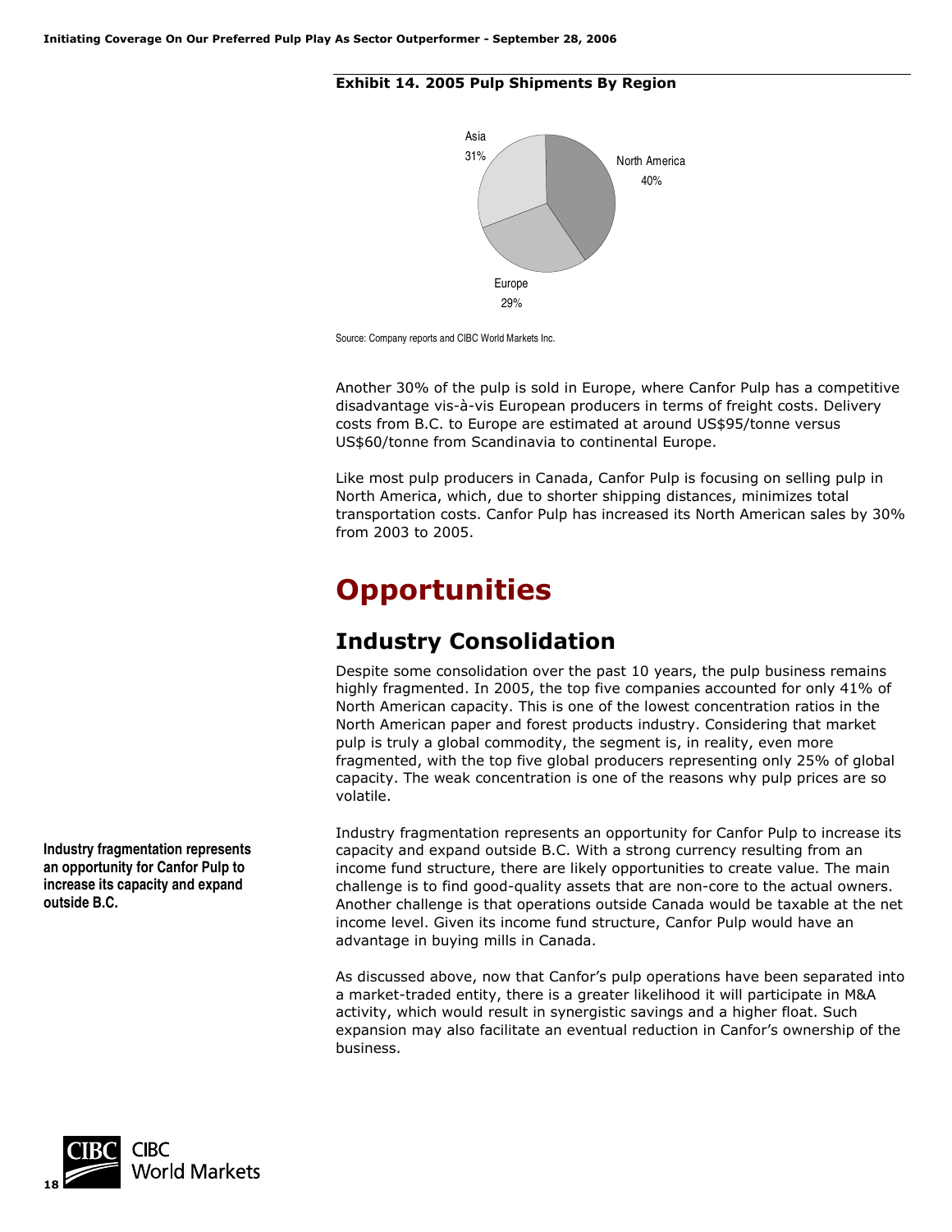**Exhibit 14. 2005 Pulp Shipments By Region**

| Region | Share |
|---|---|
| North America | 40% |
| Asia | 31% |
| Europe | 29% |

Source: Company reports and CIBC World Markets Inc.

Another 30% of the pulp is sold in Europe, where Canfor Pulp has a competitive disadvantage vis-à-vis European producers in terms of freight costs. Delivery costs from B.C. to Europe are estimated at around US$95/tonne versus US$60/tonne from Scandinavia to continental Europe.

Like most pulp producers in Canada, Canfor Pulp is focusing on selling pulp in North America, which, due to shorter shipping distances, minimizes total transportation costs. Canfor Pulp has increased its North American sales by 30% from 2003 to 2005.

# Opportunities

## Industry Consolidation

Despite some consolidation over the past 10 years, the pulp business remains highly fragmented. In 2005, the top five companies accounted for only 41% of North American capacity. This is one of the lowest concentration ratios in the North American paper and forest products industry. Considering that market pulp is truly a global commodity, the segment is, in reality, even more fragmented, with the top five global producers representing only 25% of global capacity. The weak concentration is one of the reasons why pulp prices are so volatile.

**Industry fragmentation represents an opportunity for Canfor Pulp to increase its capacity and expand outside B.C.**

Industry fragmentation represents an opportunity for Canfor Pulp to increase its capacity and expand outside B.C. With a strong currency resulting from an income fund structure, there are likely opportunities to create value. The main challenge is to find good-quality assets that are non-core to the actual owners. Another challenge is that operations outside Canada would be taxable at the net income level. Given its income fund structure, Canfor Pulp would have an advantage in buying mills in Canada.

As discussed above, now that Canfor's pulp operations have been separated into a market-traded entity, there is a greater likelihood it will participate in M&A activity, which would result in synergistic savings and a higher float. Such expansion may also facilitate an eventual reduction in Canfor's ownership of the business.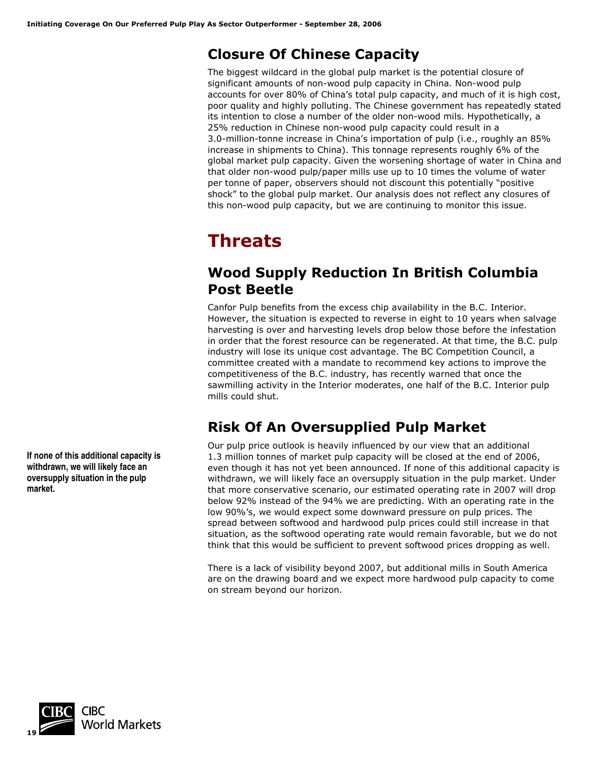## Closure Of Chinese Capacity

The biggest wildcard in the global pulp market is the potential closure of significant amounts of non-wood pulp capacity in China. Non-wood pulp accounts for over 80% of China's total pulp capacity, and much of it is high cost, poor quality and highly polluting. The Chinese government has repeatedly stated its intention to close a number of the older non-wood mils. Hypothetically, a 25% reduction in Chinese non-wood pulp capacity could result in a 3.0-million-tonne increase in China's importation of pulp (i.e., roughly an 85% increase in shipments to China). This tonnage represents roughly 6% of the global market pulp capacity. Given the worsening shortage of water in China and that older non-wood pulp/paper mills use up to 10 times the volume of water per tonne of paper, observers should not discount this potentially "positive shock" to the global pulp market. Our analysis does not reflect any closures of this non-wood pulp capacity, but we are continuing to monitor this issue.

# Threats

## Wood Supply Reduction In British Columbia Post Beetle

Canfor Pulp benefits from the excess chip availability in the B.C. Interior. However, the situation is expected to reverse in eight to 10 years when salvage harvesting is over and harvesting levels drop below those before the infestation in order that the forest resource can be regenerated. At that time, the B.C. pulp industry will lose its unique cost advantage. The BC Competition Council, a committee created with a mandate to recommend key actions to improve the competitiveness of the B.C. industry, has recently warned that once the sawmilling activity in the Interior moderates, one half of the B.C. Interior pulp mills could shut.

## Risk Of An Oversupplied Pulp Market

**If none of this additional capacity is withdrawn, we will likely face an oversupply situation in the pulp market.**

Our pulp price outlook is heavily influenced by our view that an additional 1.3 million tonnes of market pulp capacity will be closed at the end of 2006, even though it has not yet been announced. If none of this additional capacity is withdrawn, we will likely face an oversupply situation in the pulp market. Under that more conservative scenario, our estimated operating rate in 2007 will drop below 92% instead of the 94% we are predicting. With an operating rate in the low 90%'s, we would expect some downward pressure on pulp prices. The spread between softwood and hardwood pulp prices could still increase in that situation, as the softwood operating rate would remain favorable, but we do not think that this would be sufficient to prevent softwood prices dropping as well.

There is a lack of visibility beyond 2007, but additional mills in South America are on the drawing board and we expect more hardwood pulp capacity to come on stream beyond our horizon.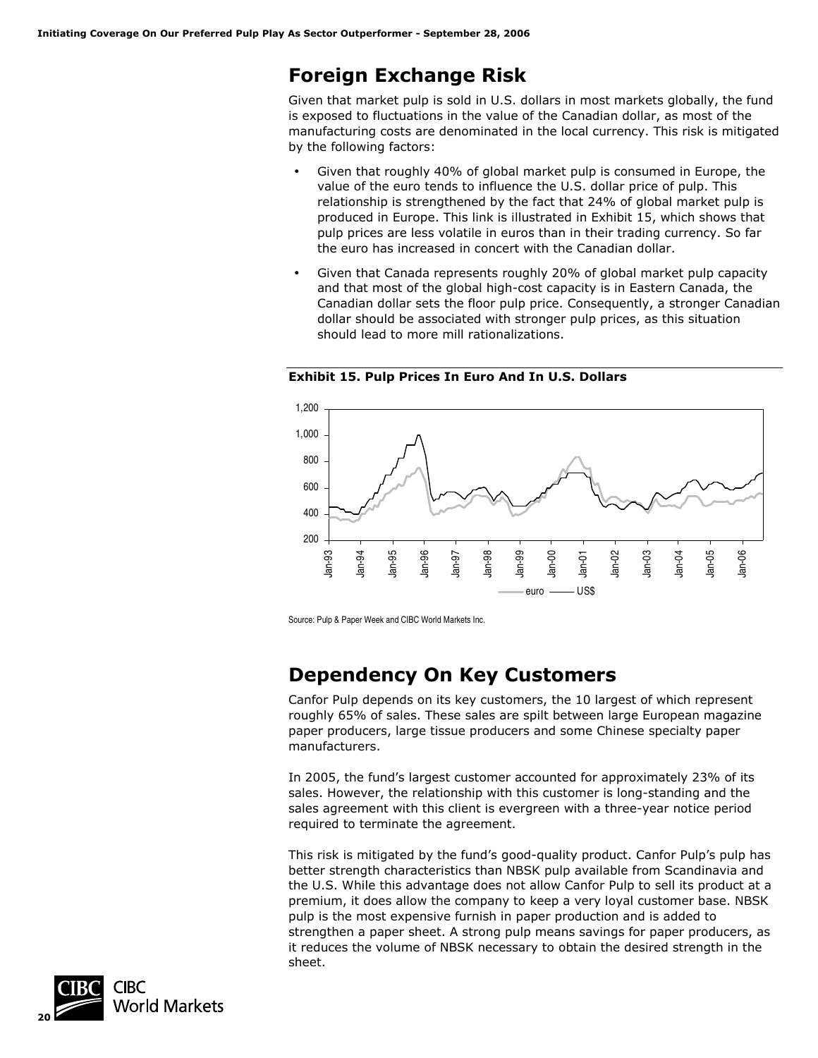## Foreign Exchange Risk

Given that market pulp is sold in U.S. dollars in most markets globally, the fund is exposed to fluctuations in the value of the Canadian dollar, as most of the manufacturing costs are denominated in the local currency. This risk is mitigated by the following factors:

- Given that roughly 40% of global market pulp is consumed in Europe, the value of the euro tends to influence the U.S. dollar price of pulp. This relationship is strengthened by the fact that 24% of global market pulp is produced in Europe. This link is illustrated in Exhibit 15, which shows that pulp prices are less volatile in euros than in their trading currency. So far the euro has increased in concert with the Canadian dollar.
- Given that Canada represents roughly 20% of global market pulp capacity and that most of the global high-cost capacity is in Eastern Canada, the Canadian dollar sets the floor pulp price. Consequently, a stronger Canadian dollar should be associated with stronger pulp prices, as this situation should lead to more mill rationalizations.

**Exhibit 15. Pulp Prices In Euro And In U.S. Dollars**

Source: Pulp & Paper Week and CIBC World Markets Inc.

## Dependency On Key Customers

Canfor Pulp depends on its key customers, the 10 largest of which represent roughly 65% of sales. These sales are spilt between large European magazine paper producers, large tissue producers and some Chinese specialty paper manufacturers.

In 2005, the fund's largest customer accounted for approximately 23% of its sales. However, the relationship with this customer is long-standing and the sales agreement with this client is evergreen with a three-year notice period required to terminate the agreement.

This risk is mitigated by the fund's good-quality product. Canfor Pulp's pulp has better strength characteristics than NBSK pulp available from Scandinavia and the U.S. While this advantage does not allow Canfor Pulp to sell its product at a premium, it does allow the company to keep a very loyal customer base. NBSK pulp is the most expensive furnish in paper production and is added to strengthen a paper sheet. A strong pulp means savings for paper producers, as it reduces the volume of NBSK necessary to obtain the desired strength in the sheet.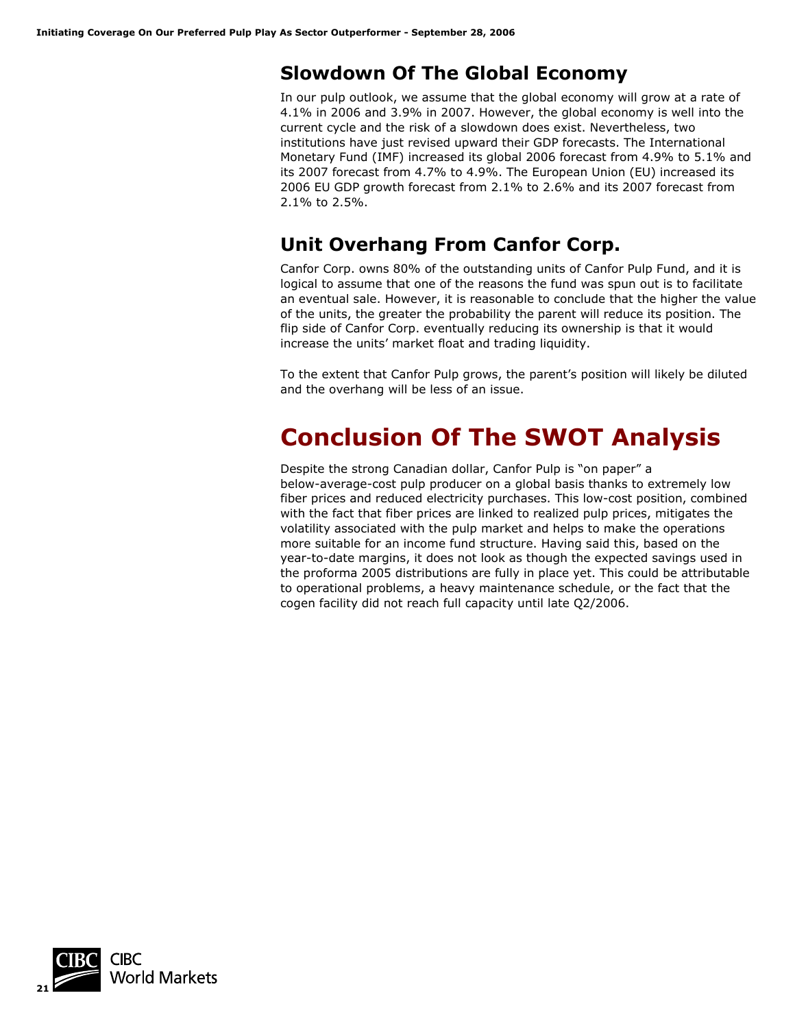## Slowdown Of The Global Economy

In our pulp outlook, we assume that the global economy will grow at a rate of 4.1% in 2006 and 3.9% in 2007. However, the global economy is well into the current cycle and the risk of a slowdown does exist. Nevertheless, two institutions have just revised upward their GDP forecasts. The International Monetary Fund (IMF) increased its global 2006 forecast from 4.9% to 5.1% and its 2007 forecast from 4.7% to 4.9%. The European Union (EU) increased its 2006 EU GDP growth forecast from 2.1% to 2.6% and its 2007 forecast from 2.1% to 2.5%.

## Unit Overhang From Canfor Corp.

Canfor Corp. owns 80% of the outstanding units of Canfor Pulp Fund, and it is logical to assume that one of the reasons the fund was spun out is to facilitate an eventual sale. However, it is reasonable to conclude that the higher the value of the units, the greater the probability the parent will reduce its position. The flip side of Canfor Corp. eventually reducing its ownership is that it would increase the units' market float and trading liquidity.

To the extent that Canfor Pulp grows, the parent's position will likely be diluted and the overhang will be less of an issue.

# Conclusion Of The SWOT Analysis

Despite the strong Canadian dollar, Canfor Pulp is "on paper" a below-average-cost pulp producer on a global basis thanks to extremely low fiber prices and reduced electricity purchases. This low-cost position, combined with the fact that fiber prices are linked to realized pulp prices, mitigates the volatility associated with the pulp market and helps to make the operations more suitable for an income fund structure. Having said this, based on the year-to-date margins, it does not look as though the expected savings used in the proforma 2005 distributions are fully in place yet. This could be attributable to operational problems, a heavy maintenance schedule, or the fact that the cogen facility did not reach full capacity until late Q2/2006.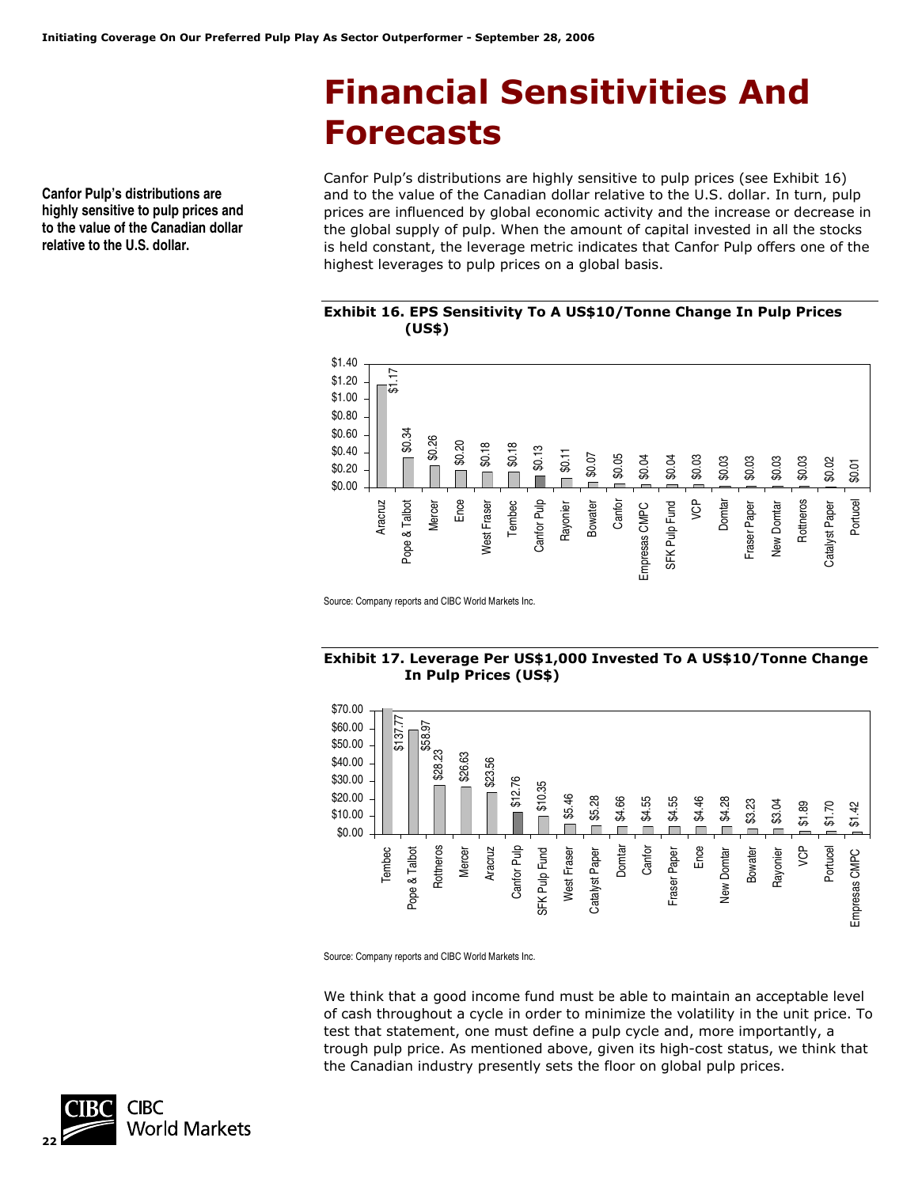# Financial Sensitivities And Forecasts

**Canfor Pulp's distributions are highly sensitive to pulp prices and to the value of the Canadian dollar relative to the U.S. dollar.**

Canfor Pulp's distributions are highly sensitive to pulp prices (see Exhibit 16) and to the value of the Canadian dollar relative to the U.S. dollar. In turn, pulp prices are influenced by global economic activity and the increase or decrease in the global supply of pulp. When the amount of capital invested in all the stocks is held constant, the leverage metric indicates that Canfor Pulp offers one of the highest leverages to pulp prices on a global basis.

**Exhibit 16. EPS Sensitivity To A US$10/Tonne Change In Pulp Prices (US$)**

| Company | EPS Sensitivity |
|---|---|
| Aracruz | $1.17 |
| Pope & Talbot | $0.34 |
| Mercer | $0.26 |
| Ence | $0.20 |
| West Fraser | $0.18 |
| Tembec | $0.18 |
| Canfor Pulp | $0.13 |
| Rayonier | $0.11 |
| Bowater | $0.07 |
| Canfor | $0.05 |
| Empresas CMPC | $0.04 |
| SFK Pulp Fund | $0.04 |
| VCP | $0.03 |
| Domtar | $0.03 |
| Fraser Paper | $0.03 |
| New Domtar | $0.03 |
| Rottneros | $0.03 |
| Catalyst Paper | $0.02 |
| Portucel | $0.01 |

Source: Company reports and CIBC World Markets Inc.

**Exhibit 17. Leverage Per US$1,000 Invested To A US$10/Tonne Change In Pulp Prices (US$)**

| Company | Leverage |
|---|---|
| Tembec | $137.77 |
| Pope & Talbot | $58.97 |
| Rottneros | $28.23 |
| Mercer | $26.63 |
| Aracruz | $23.56 |
| Canfor Pulp | $12.76 |
| SFK Pulp Fund | $10.35 |
| West Fraser | $5.46 |
| Catalyst Paper | $5.28 |
| Domtar | $4.66 |
| Canfor | $4.55 |
| Fraser Paper | $4.55 |
| Ence | $4.46 |
| New Domtar | $4.28 |
| Bowater | $3.23 |
| Rayonier | $3.04 |
| VCP | $1.89 |
| Portucel | $1.70 |
| Empresas CMPC | $1.42 |

Source: Company reports and CIBC World Markets Inc.

We think that a good income fund must be able to maintain an acceptable level of cash throughout a cycle in order to minimize the volatility in the unit price. To test that statement, one must define a pulp cycle and, more importantly, a trough pulp price. As mentioned above, given its high-cost status, we think that the Canadian industry presently sets the floor on global pulp prices.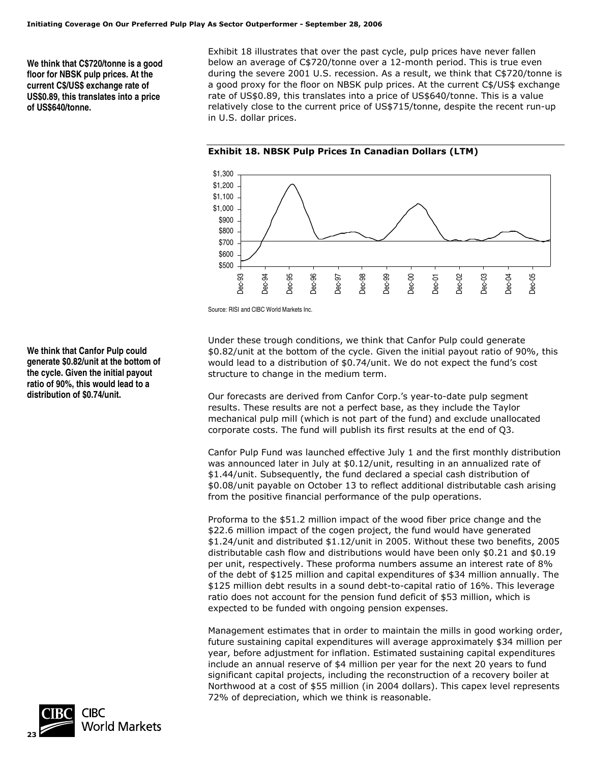**We think that C$720/tonne is a good floor for NBSK pulp prices. At the current C$/US$ exchange rate of US$0.89, this translates into a price of US$640/tonne.**

Exhibit 18 illustrates that over the past cycle, pulp prices have never fallen below an average of C$720/tonne over a 12-month period. This is true even during the severe 2001 U.S. recession. As a result, we think that C$720/tonne is a good proxy for the floor on NBSK pulp prices. At the current C$/US$ exchange rate of US$0.89, this translates into a price of US$640/tonne. This is a value relatively close to the current price of US$715/tonne, despite the recent run-up in U.S. dollar prices.

**Exhibit 18. NBSK Pulp Prices In Canadian Dollars (LTM)**

Source: RISI and CIBC World Markets Inc.

**We think that Canfor Pulp could generate $0.82/unit at the bottom of the cycle. Given the initial payout ratio of 90%, this would lead to a distribution of $0.74/unit.**

Under these trough conditions, we think that Canfor Pulp could generate $0.82/unit at the bottom of the cycle. Given the initial payout ratio of 90%, this would lead to a distribution of $0.74/unit. We do not expect the fund's cost structure to change in the medium term.

Our forecasts are derived from Canfor Corp.'s year-to-date pulp segment results. These results are not a perfect base, as they include the Taylor mechanical pulp mill (which is not part of the fund) and exclude unallocated corporate costs. The fund will publish its first results at the end of Q3.

Canfor Pulp Fund was launched effective July 1 and the first monthly distribution was announced later in July at $0.12/unit, resulting in an annualized rate of $1.44/unit. Subsequently, the fund declared a special cash distribution of $0.08/unit payable on October 13 to reflect additional distributable cash arising from the positive financial performance of the pulp operations.

Proforma to the $51.2 million impact of the wood fiber price change and the $22.6 million impact of the cogen project, the fund would have generated $1.24/unit and distributed $1.12/unit in 2005. Without these two benefits, 2005 distributable cash flow and distributions would have been only $0.21 and $0.19 per unit, respectively. These proforma numbers assume an interest rate of 8% of the debt of $125 million and capital expenditures of $34 million annually. The $125 million debt results in a sound debt-to-capital ratio of 16%. This leverage ratio does not account for the pension fund deficit of $53 million, which is expected to be funded with ongoing pension expenses.

Management estimates that in order to maintain the mills in good working order, future sustaining capital expenditures will average approximately $34 million per year, before adjustment for inflation. Estimated sustaining capital expenditures include an annual reserve of $4 million per year for the next 20 years to fund significant capital projects, including the reconstruction of a recovery boiler at Northwood at a cost of $55 million (in 2004 dollars). This capex level represents 72% of depreciation, which we think is reasonable.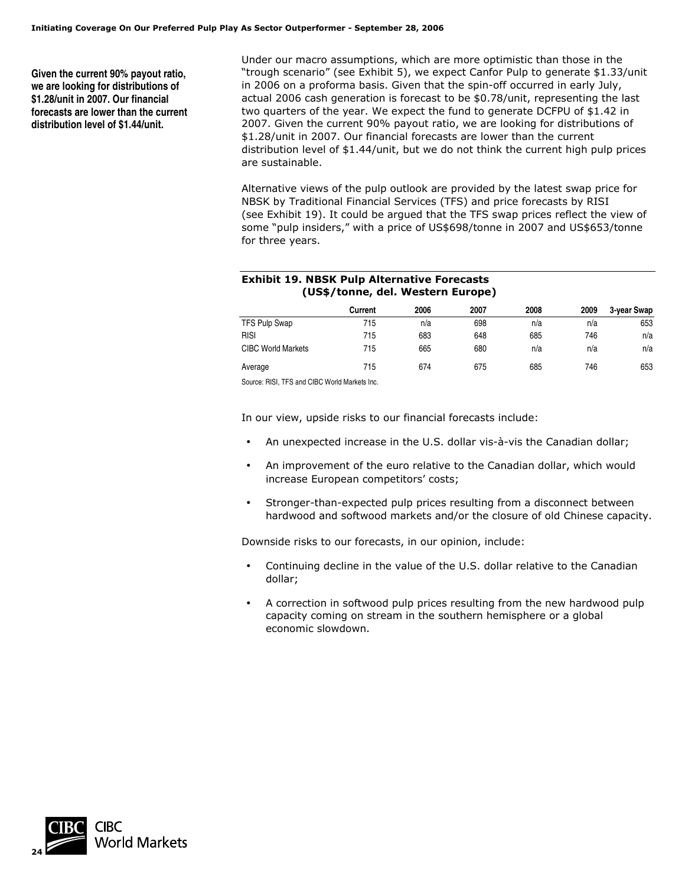**Given the current 90% payout ratio, we are looking for distributions of $1.28/unit in 2007. Our financial forecasts are lower than the current distribution level of $1.44/unit.**

Under our macro assumptions, which are more optimistic than those in the "trough scenario" (see Exhibit 5), we expect Canfor Pulp to generate $1.33/unit in 2006 on a proforma basis. Given that the spin-off occurred in early July, actual 2006 cash generation is forecast to be $0.78/unit, representing the last two quarters of the year. We expect the fund to generate DCFPU of $1.42 in 2007. Given the current 90% payout ratio, we are looking for distributions of $1.28/unit in 2007. Our financial forecasts are lower than the current distribution level of $1.44/unit, but we do not think the current high pulp prices are sustainable.

Alternative views of the pulp outlook are provided by the latest swap price for NBSK by Traditional Financial Services (TFS) and price forecasts by RISI (see Exhibit 19). It could be argued that the TFS swap prices reflect the view of some "pulp insiders," with a price of US$698/tonne in 2007 and US$653/tonne for three years.

**Exhibit 19. NBSK Pulp Alternative Forecasts (US$/tonne, del. Western Europe)**

| | Current | 2006 | 2007 | 2008 | 2009 | 3-year Swap |
|---|---|---|---|---|---|---|
| TFS Pulp Swap | 715 | n/a | 698 | n/a | n/a | 653 |
| RISI | 715 | 683 | 648 | 685 | 746 | n/a |
| CIBC World Markets | 715 | 665 | 680 | n/a | n/a | n/a |
| Average | 715 | 674 | 675 | 685 | 746 | 653 |

Source: RISI, TFS and CIBC World Markets Inc.

In our view, upside risks to our financial forecasts include:

- An unexpected increase in the U.S. dollar vis-à-vis the Canadian dollar;
- An improvement of the euro relative to the Canadian dollar, which would increase European competitors' costs;
- Stronger-than-expected pulp prices resulting from a disconnect between hardwood and softwood markets and/or the closure of old Chinese capacity.

Downside risks to our forecasts, in our opinion, include:

- Continuing decline in the value of the U.S. dollar relative to the Canadian dollar;
- A correction in softwood pulp prices resulting from the new hardwood pulp capacity coming on stream in the southern hemisphere or a global economic slowdown.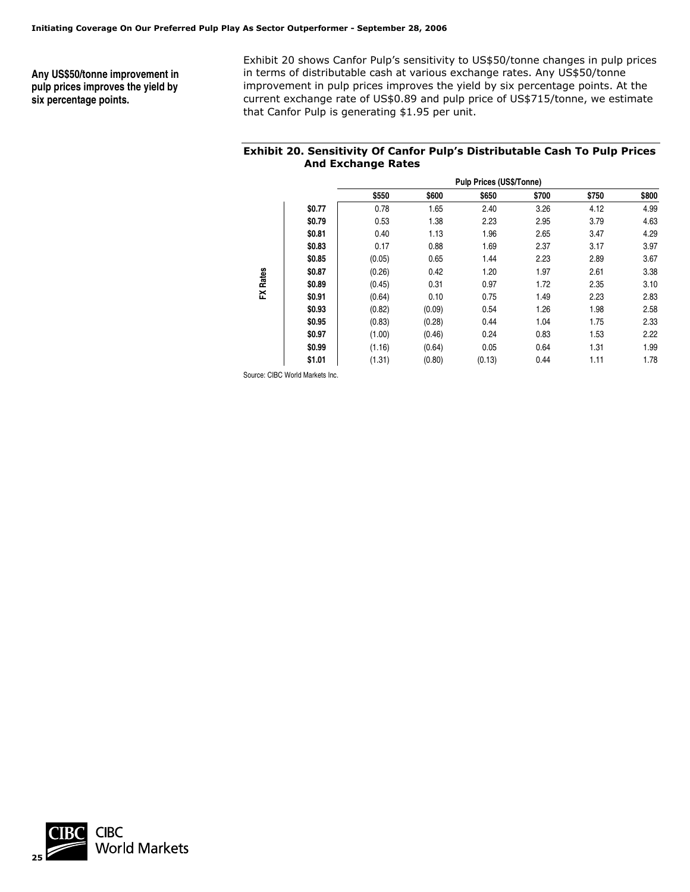**Any US$50/tonne improvement in pulp prices improves the yield by six percentage points.**

Exhibit 20 shows Canfor Pulp's sensitivity to US$50/tonne changes in pulp prices in terms of distributable cash at various exchange rates. Any US$50/tonne improvement in pulp prices improves the yield by six percentage points. At the current exchange rate of US$0.89 and pulp price of US$715/tonne, we estimate that Canfor Pulp is generating $1.95 per unit.

**Exhibit 20. Sensitivity Of Canfor Pulp's Distributable Cash To Pulp Prices And Exchange Rates**

| | Pulp Prices (US$/Tonne) | | | | | |
|---|---|---|---|---|---|---|
| FX Rates | $550 | $600 | $650 | $700 | $750 | $800 |
| $0.77 | 0.78 | 1.65 | 2.40 | 3.26 | 4.12 | 4.99 |
| $0.79 | 0.53 | 1.38 | 2.23 | 2.95 | 3.79 | 4.63 |
| $0.81 | 0.40 | 1.13 | 1.96 | 2.65 | 3.47 | 4.29 |
| $0.83 | 0.17 | 0.88 | 1.69 | 2.37 | 3.17 | 3.97 |
| $0.85 | (0.05) | 0.65 | 1.44 | 2.23 | 2.89 | 3.67 |
| $0.87 | (0.26) | 0.42 | 1.20 | 1.97 | 2.61 | 3.38 |
| $0.89 | (0.45) | 0.31 | 0.97 | 1.72 | 2.35 | 3.10 |
| $0.91 | (0.64) | 0.10 | 0.75 | 1.49 | 2.23 | 2.83 |
| $0.93 | (0.82) | (0.09) | 0.54 | 1.26 | 1.98 | 2.58 |
| $0.95 | (0.83) | (0.28) | 0.44 | 1.04 | 1.75 | 2.33 |
| $0.97 | (1.00) | (0.46) | 0.24 | 0.83 | 1.53 | 2.22 |
| $0.99 | (1.16) | (0.64) | 0.05 | 0.64 | 1.31 | 1.99 |
| $1.01 | (1.31) | (0.80) | (0.13) | 0.44 | 1.11 | 1.78 |

Source: CIBC World Markets Inc.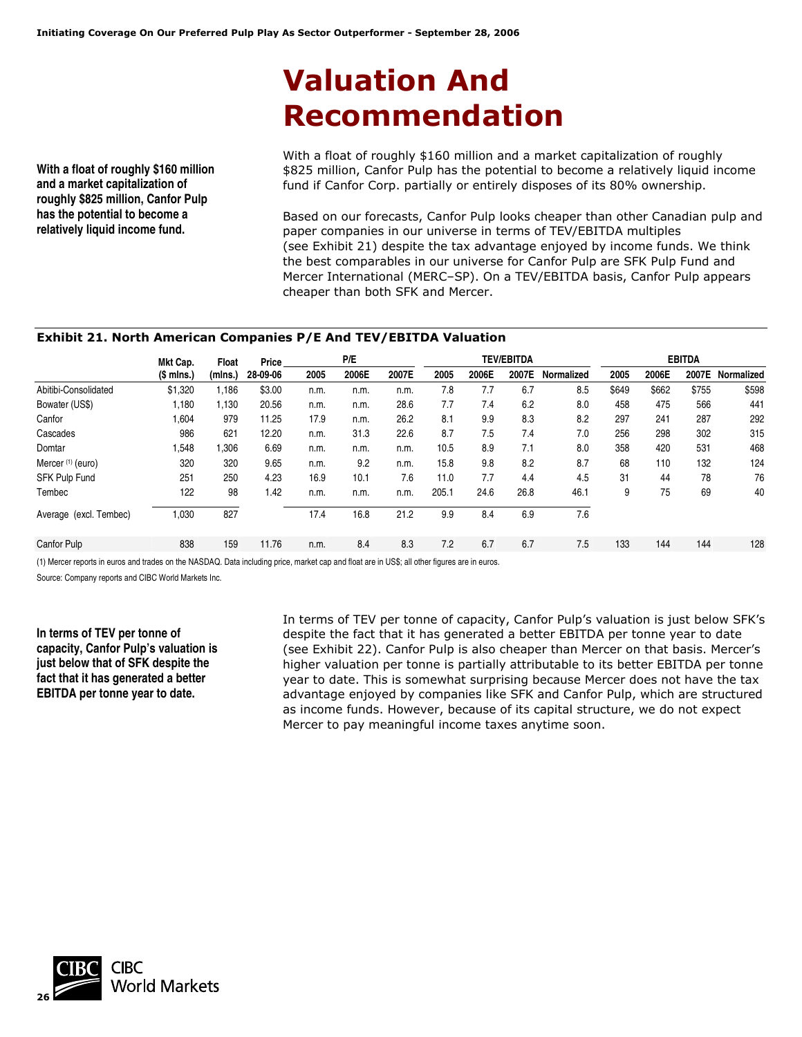# Valuation And Recommendation

**With a float of roughly $160 million and a market capitalization of roughly $825 million, Canfor Pulp has the potential to become a relatively liquid income fund.**

With a float of roughly $160 million and a market capitalization of roughly $825 million, Canfor Pulp has the potential to become a relatively liquid income fund if Canfor Corp. partially or entirely disposes of its 80% ownership.

Based on our forecasts, Canfor Pulp looks cheaper than other Canadian pulp and paper companies in our universe in terms of TEV/EBITDA multiples (see Exhibit 21) despite the tax advantage enjoyed by income funds. We think the best comparables in our universe for Canfor Pulp are SFK Pulp Fund and Mercer International (MERC–SP). On a TEV/EBITDA basis, Canfor Pulp appears cheaper than both SFK and Mercer.

**Exhibit 21. North American Companies P/E And TEV/EBITDA Valuation**

| | Mkt Cap. ($ mlns.) | Float (mlns.) | Price 28-09-06 | P/E 2005 | P/E 2006E | P/E 2007E | TEV/EBITDA 2005 | TEV/EBITDA 2006E | TEV/EBITDA 2007E | TEV/EBITDA Normalized | EBITDA 2005 | EBITDA 2006E | EBITDA 2007E | EBITDA Normalized |
|---|---|---|---|---|---|---|---|---|---|---|---|---|---|---|
| Abitibi-Consolidated | $1,320 | 1,186 | $3.00 | n.m. | n.m. | n.m. | 7.8 | 7.7 | 6.7 | 8.5 | $649 | $662 | $755 | $598 |
| Bowater (US$) | 1,180 | 1,130 | 20.56 | n.m. | n.m. | 28.6 | 7.7 | 7.4 | 6.2 | 8.0 | 458 | 475 | 566 | 441 |
| Canfor | 1,604 | 979 | 11.25 | 17.9 | n.m. | 26.2 | 8.1 | 9.9 | 8.3 | 8.2 | 297 | 241 | 287 | 292 |
| Cascades | 986 | 621 | 12.20 | n.m. | 31.3 | 22.6 | 8.7 | 7.5 | 7.4 | 7.0 | 256 | 298 | 302 | 315 |
| Domtar | 1,548 | 1,306 | 6.69 | n.m. | n.m. | n.m. | 10.5 | 8.9 | 7.1 | 8.0 | 358 | 420 | 531 | 468 |
| Mercer [(1)] (euro) | 320 | 320 | 9.65 | n.m. | 9.2 | n.m. | 15.8 | 9.8 | 8.2 | 8.7 | 68 | 110 | 132 | 124 |
| SFK Pulp Fund | 251 | 250 | 4.23 | 16.9 | 10.1 | 7.6 | 11.0 | 7.7 | 4.4 | 4.5 | 31 | 44 | 78 | 76 |
| Tembec | 122 | 98 | 1.42 | n.m. | n.m. | n.m. | 205.1 | 24.6 | 26.8 | 46.1 | 9 | 75 | 69 | 40 |
| Average (excl. Tembec) | 1,030 | 827 | | 17.4 | 16.8 | 21.2 | 9.9 | 8.4 | 6.9 | 7.6 | | | | |
| Canfor Pulp | 838 | 159 | 11.76 | n.m. | 8.4 | 8.3 | 7.2 | 6.7 | 6.7 | 7.5 | 133 | 144 | 144 | 128 |

(1) Mercer reports in euros and trades on the NASDAQ. Data including price, market cap and float are in US$; all other figures are in euros.

Source: Company reports and CIBC World Markets Inc.

**In terms of TEV per tonne of capacity, Canfor Pulp's valuation is just below that of SFK despite the fact that it has generated a better EBITDA per tonne year to date.**

In terms of TEV per tonne of capacity, Canfor Pulp's valuation is just below SFK's despite the fact that it has generated a better EBITDA per tonne year to date (see Exhibit 22). Canfor Pulp is also cheaper than Mercer on that basis. Mercer's higher valuation per tonne is partially attributable to its better EBITDA per tonne year to date. This is somewhat surprising because Mercer does not have the tax advantage enjoyed by companies like SFK and Canfor Pulp, which are structured as income funds. However, because of its capital structure, we do not expect Mercer to pay meaningful income taxes anytime soon.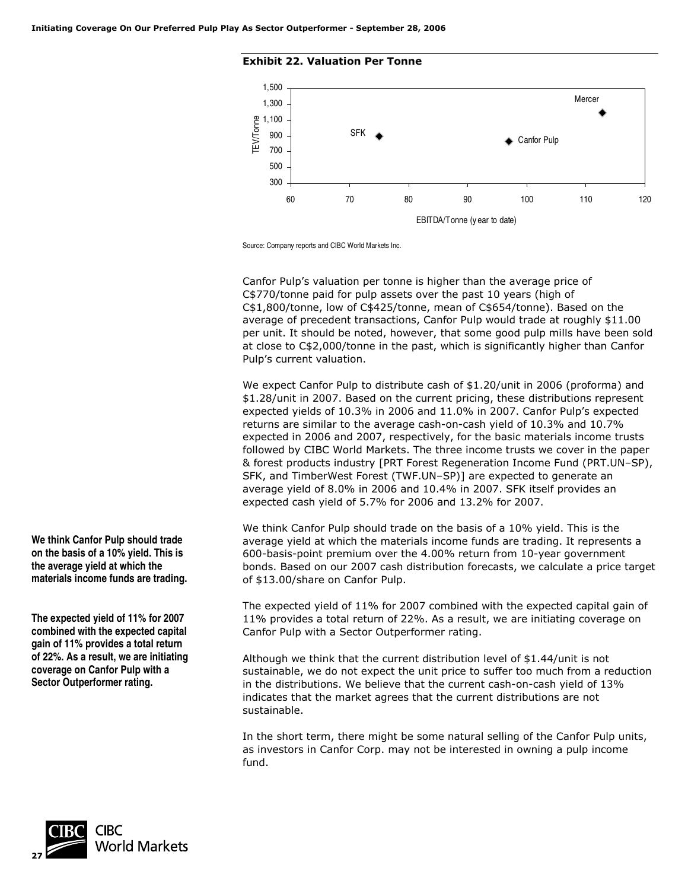**Exhibit 22. Valuation Per Tonne**

Source: Company reports and CIBC World Markets Inc.

Canfor Pulp's valuation per tonne is higher than the average price of C$770/tonne paid for pulp assets over the past 10 years (high of C$1,800/tonne, low of C$425/tonne, mean of C$654/tonne). Based on the average of precedent transactions, Canfor Pulp would trade at roughly $11.00 per unit. It should be noted, however, that some good pulp mills have been sold at close to C$2,000/tonne in the past, which is significantly higher than Canfor Pulp's current valuation.

We expect Canfor Pulp to distribute cash of $1.20/unit in 2006 (proforma) and $1.28/unit in 2007. Based on the current pricing, these distributions represent expected yields of 10.3% in 2006 and 11.0% in 2007. Canfor Pulp's expected returns are similar to the average cash-on-cash yield of 10.3% and 10.7% expected in 2006 and 2007, respectively, for the basic materials income trusts followed by CIBC World Markets. The three income trusts we cover in the paper & forest products industry [PRT Forest Regeneration Income Fund (PRT.UN–SP), SFK, and TimberWest Forest (TWF.UN–SP)] are expected to generate an average yield of 8.0% in 2006 and 10.4% in 2007. SFK itself provides an expected cash yield of 5.7% for 2006 and 13.2% for 2007.

**We think Canfor Pulp should trade on the basis of a 10% yield. This is the average yield at which the materials income funds are trading.**

We think Canfor Pulp should trade on the basis of a 10% yield. This is the average yield at which the materials income funds are trading. It represents a 600-basis-point premium over the 4.00% return from 10-year government bonds. Based on our 2007 cash distribution forecasts, we calculate a price target of $13.00/share on Canfor Pulp.

**The expected yield of 11% for 2007 combined with the expected capital gain of 11% provides a total return of 22%. As a result, we are initiating coverage on Canfor Pulp with a Sector Outperformer rating.**

The expected yield of 11% for 2007 combined with the expected capital gain of 11% provides a total return of 22%. As a result, we are initiating coverage on Canfor Pulp with a Sector Outperformer rating.

Although we think that the current distribution level of $1.44/unit is not sustainable, we do not expect the unit price to suffer too much from a reduction in the distributions. We believe that the current cash-on-cash yield of 13% indicates that the market agrees that the current distributions are not sustainable.

In the short term, there might be some natural selling of the Canfor Pulp units, as investors in Canfor Corp. may not be interested in owning a pulp income fund.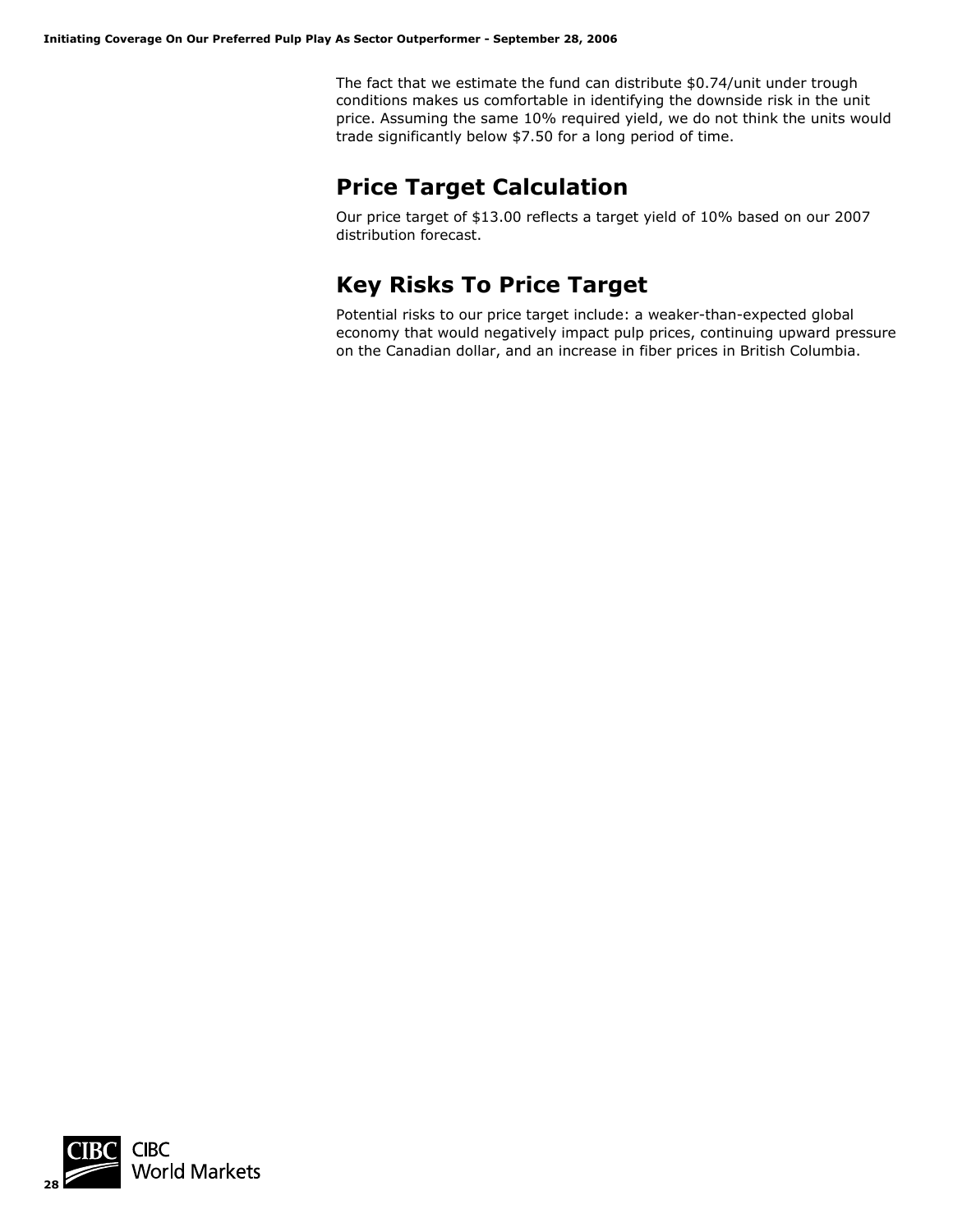The fact that we estimate the fund can distribute $0.74/unit under trough conditions makes us comfortable in identifying the downside risk in the unit price. Assuming the same 10% required yield, we do not think the units would trade significantly below $7.50 for a long period of time.

## Price Target Calculation

Our price target of $13.00 reflects a target yield of 10% based on our 2007 distribution forecast.

## Key Risks To Price Target

Potential risks to our price target include: a weaker-than-expected global economy that would negatively impact pulp prices, continuing upward pressure on the Canadian dollar, and an increase in fiber prices in British Columbia.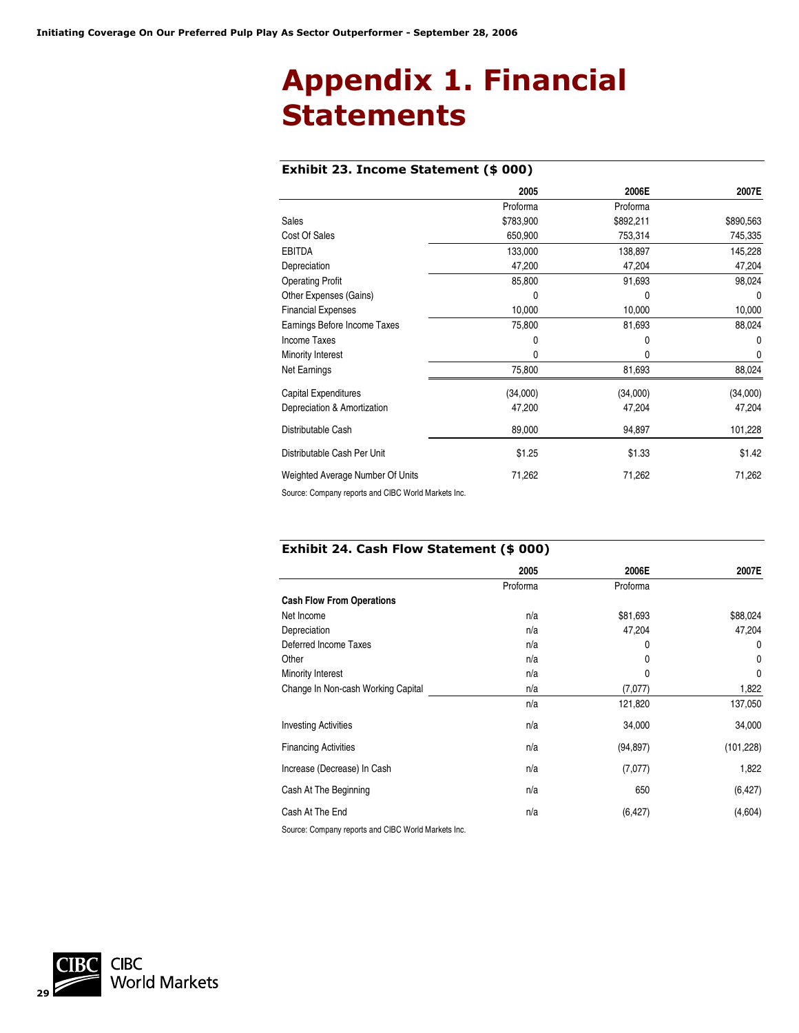# Appendix 1. Financial Statements

### Exhibit 23. Income Statement ($ 000)

| | 2005 | 2006E | 2007E |
|---|---|---|---|
| | Proforma | Proforma | |
| Sales | $783,900 | $892,211 | $890,563 |
| Cost Of Sales | 650,900 | 753,314 | 745,335 |
| EBITDA | 133,000 | 138,897 | 145,228 |
| Depreciation | 47,200 | 47,204 | 47,204 |
| Operating Profit | 85,800 | 91,693 | 98,024 |
| Other Expenses (Gains) | 0 | 0 | 0 |
| Financial Expenses | 10,000 | 10,000 | 10,000 |
| Earnings Before Income Taxes | 75,800 | 81,693 | 88,024 |
| Income Taxes | 0 | 0 | 0 |
| Minority Interest | 0 | 0 | 0 |
| Net Earnings | 75,800 | 81,693 | 88,024 |
| Capital Expenditures | (34,000) | (34,000) | (34,000) |
| Depreciation & Amortization | 47,200 | 47,204 | 47,204 |
| Distributable Cash | 89,000 | 94,897 | 101,228 |
| Distributable Cash Per Unit | $1.25 | $1.33 | $1.42 |
| Weighted Average Number Of Units | 71,262 | 71,262 | 71,262 |

Source: Company reports and CIBC World Markets Inc.

### Exhibit 24. Cash Flow Statement ($ 000)

| | 2005 | 2006E | 2007E |
|---|---|---|---|
| | Proforma | Proforma | |
| **Cash Flow From Operations** | | | |
| Net Income | n/a | $81,693 | $88,024 |
| Depreciation | n/a | 47,204 | 47,204 |
| Deferred Income Taxes | n/a | 0 | 0 |
| Other | n/a | 0 | 0 |
| Minority Interest | n/a | 0 | 0 |
| Change In Non-cash Working Capital | n/a | (7,077) | 1,822 |
| | n/a | 121,820 | 137,050 |
| Investing Activities | n/a | 34,000 | 34,000 |
| Financing Activities | n/a | (94,897) | (101,228) |
| Increase (Decrease) In Cash | n/a | (7,077) | 1,822 |
| Cash At The Beginning | n/a | 650 | (6,427) |
| Cash At The End | n/a | (6,427) | (4,604) |

Source: Company reports and CIBC World Markets Inc.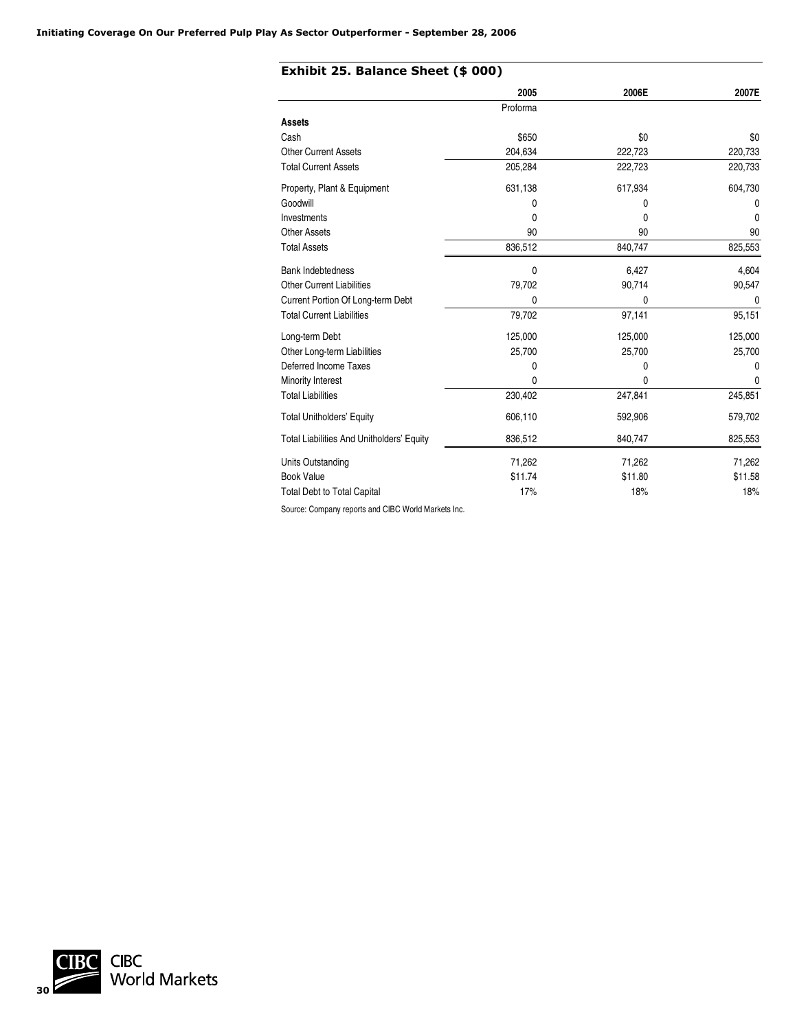## Exhibit 25. Balance Sheet ($ 000)

| | 2005 | 2006E | 2007E |
|---|---|---|---|
| | Proforma | | |
| **Assets** | | | |
| Cash | $650 | $0 | $0 |
| Other Current Assets | 204,634 | 222,723 | 220,733 |
| Total Current Assets | 205,284 | 222,723 | 220,733 |
| Property, Plant & Equipment | 631,138 | 617,934 | 604,730 |
| Goodwill | 0 | 0 | 0 |
| Investments | 0 | 0 | 0 |
| Other Assets | 90 | 90 | 90 |
| Total Assets | 836,512 | 840,747 | 825,553 |
| Bank Indebtedness | 0 | 6,427 | 4,604 |
| Other Current Liabilities | 79,702 | 90,714 | 90,547 |
| Current Portion Of Long-term Debt | 0 | 0 | 0 |
| Total Current Liabilities | 79,702 | 97,141 | 95,151 |
| Long-term Debt | 125,000 | 125,000 | 125,000 |
| Other Long-term Liabilities | 25,700 | 25,700 | 25,700 |
| Deferred Income Taxes | 0 | 0 | 0 |
| Minority Interest | 0 | 0 | 0 |
| Total Liabilities | 230,402 | 247,841 | 245,851 |
| Total Unitholders' Equity | 606,110 | 592,906 | 579,702 |
| Total Liabilities And Unitholders' Equity | 836,512 | 840,747 | 825,553 |
| Units Outstanding | 71,262 | 71,262 | 71,262 |
| Book Value | $11.74 | $11.80 | $11.58 |
| Total Debt to Total Capital | 17% | 18% | 18% |

Source: Company reports and CIBC World Markets Inc.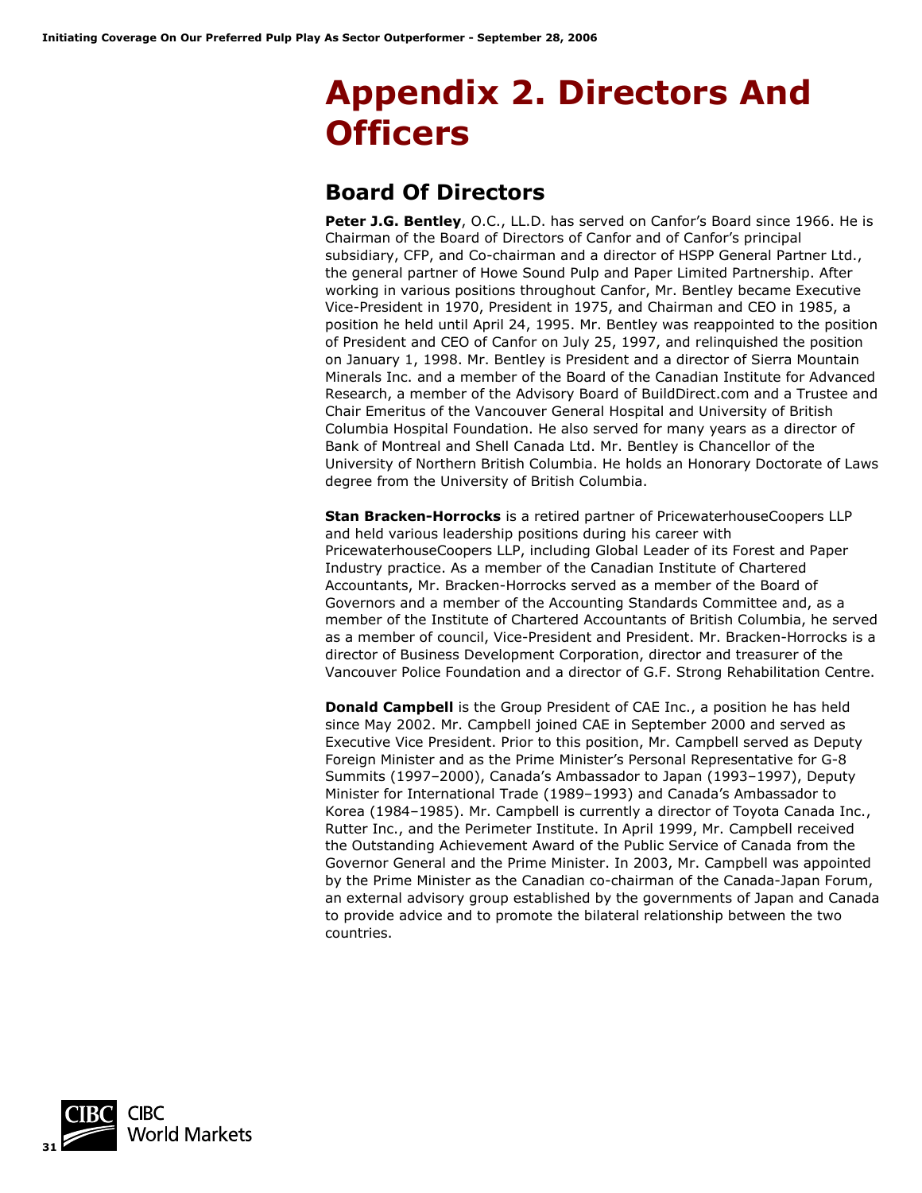# Appendix 2. Directors And Officers

## Board Of Directors

**Peter J.G. Bentley**, O.C., LL.D. has served on Canfor's Board since 1966. He is Chairman of the Board of Directors of Canfor and of Canfor's principal subsidiary, CFP, and Co-chairman and a director of HSPP General Partner Ltd., the general partner of Howe Sound Pulp and Paper Limited Partnership. After working in various positions throughout Canfor, Mr. Bentley became Executive Vice-President in 1970, President in 1975, and Chairman and CEO in 1985, a position he held until April 24, 1995. Mr. Bentley was reappointed to the position of President and CEO of Canfor on July 25, 1997, and relinquished the position on January 1, 1998. Mr. Bentley is President and a director of Sierra Mountain Minerals Inc. and a member of the Board of the Canadian Institute for Advanced Research, a member of the Advisory Board of BuildDirect.com and a Trustee and Chair Emeritus of the Vancouver General Hospital and University of British Columbia Hospital Foundation. He also served for many years as a director of Bank of Montreal and Shell Canada Ltd. Mr. Bentley is Chancellor of the University of Northern British Columbia. He holds an Honorary Doctorate of Laws degree from the University of British Columbia.

**Stan Bracken-Horrocks** is a retired partner of PricewaterhouseCoopers LLP and held various leadership positions during his career with PricewaterhouseCoopers LLP, including Global Leader of its Forest and Paper Industry practice. As a member of the Canadian Institute of Chartered Accountants, Mr. Bracken-Horrocks served as a member of the Board of Governors and a member of the Accounting Standards Committee and, as a member of the Institute of Chartered Accountants of British Columbia, he served as a member of council, Vice-President and President. Mr. Bracken-Horrocks is a director of Business Development Corporation, director and treasurer of the Vancouver Police Foundation and a director of G.F. Strong Rehabilitation Centre.

**Donald Campbell** is the Group President of CAE Inc., a position he has held since May 2002. Mr. Campbell joined CAE in September 2000 and served as Executive Vice President. Prior to this position, Mr. Campbell served as Deputy Foreign Minister and as the Prime Minister's Personal Representative for G-8 Summits (1997–2000), Canada's Ambassador to Japan (1993–1997), Deputy Minister for International Trade (1989–1993) and Canada's Ambassador to Korea (1984–1985). Mr. Campbell is currently a director of Toyota Canada Inc., Rutter Inc., and the Perimeter Institute. In April 1999, Mr. Campbell received the Outstanding Achievement Award of the Public Service of Canada from the Governor General and the Prime Minister. In 2003, Mr. Campbell was appointed by the Prime Minister as the Canadian co-chairman of the Canada-Japan Forum, an external advisory group established by the governments of Japan and Canada to provide advice and to promote the bilateral relationship between the two countries.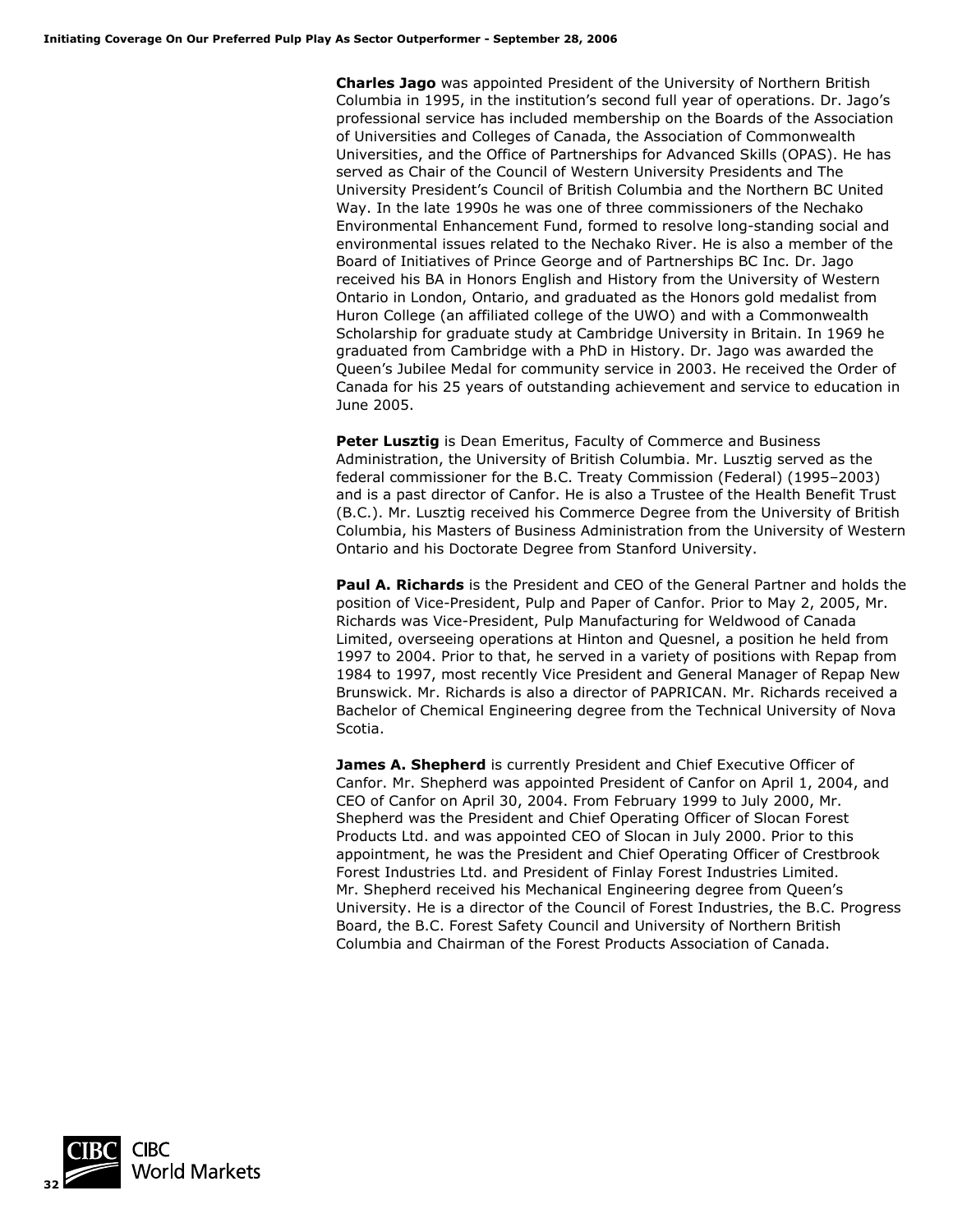**Charles Jago** was appointed President of the University of Northern British Columbia in 1995, in the institution's second full year of operations. Dr. Jago's professional service has included membership on the Boards of the Association of Universities and Colleges of Canada, the Association of Commonwealth Universities, and the Office of Partnerships for Advanced Skills (OPAS). He has served as Chair of the Council of Western University Presidents and The University President's Council of British Columbia and the Northern BC United Way. In the late 1990s he was one of three commissioners of the Nechako Environmental Enhancement Fund, formed to resolve long-standing social and environmental issues related to the Nechako River. He is also a member of the Board of Initiatives of Prince George and of Partnerships BC Inc. Dr. Jago received his BA in Honors English and History from the University of Western Ontario in London, Ontario, and graduated as the Honors gold medalist from Huron College (an affiliated college of the UWO) and with a Commonwealth Scholarship for graduate study at Cambridge University in Britain. In 1969 he graduated from Cambridge with a PhD in History. Dr. Jago was awarded the Queen's Jubilee Medal for community service in 2003. He received the Order of Canada for his 25 years of outstanding achievement and service to education in June 2005.

**Peter Lusztig** is Dean Emeritus, Faculty of Commerce and Business Administration, the University of British Columbia. Mr. Lusztig served as the federal commissioner for the B.C. Treaty Commission (Federal) (1995–2003) and is a past director of Canfor. He is also a Trustee of the Health Benefit Trust (B.C.). Mr. Lusztig received his Commerce Degree from the University of British Columbia, his Masters of Business Administration from the University of Western Ontario and his Doctorate Degree from Stanford University.

**Paul A. Richards** is the President and CEO of the General Partner and holds the position of Vice-President, Pulp and Paper of Canfor. Prior to May 2, 2005, Mr. Richards was Vice-President, Pulp Manufacturing for Weldwood of Canada Limited, overseeing operations at Hinton and Quesnel, a position he held from 1997 to 2004. Prior to that, he served in a variety of positions with Repap from 1984 to 1997, most recently Vice President and General Manager of Repap New Brunswick. Mr. Richards is also a director of PAPRICAN. Mr. Richards received a Bachelor of Chemical Engineering degree from the Technical University of Nova Scotia.

**James A. Shepherd** is currently President and Chief Executive Officer of Canfor. Mr. Shepherd was appointed President of Canfor on April 1, 2004, and CEO of Canfor on April 30, 2004. From February 1999 to July 2000, Mr. Shepherd was the President and Chief Operating Officer of Slocan Forest Products Ltd. and was appointed CEO of Slocan in July 2000. Prior to this appointment, he was the President and Chief Operating Officer of Crestbrook Forest Industries Ltd. and President of Finlay Forest Industries Limited. Mr. Shepherd received his Mechanical Engineering degree from Queen's University. He is a director of the Council of Forest Industries, the B.C. Progress Board, the B.C. Forest Safety Council and University of Northern British Columbia and Chairman of the Forest Products Association of Canada.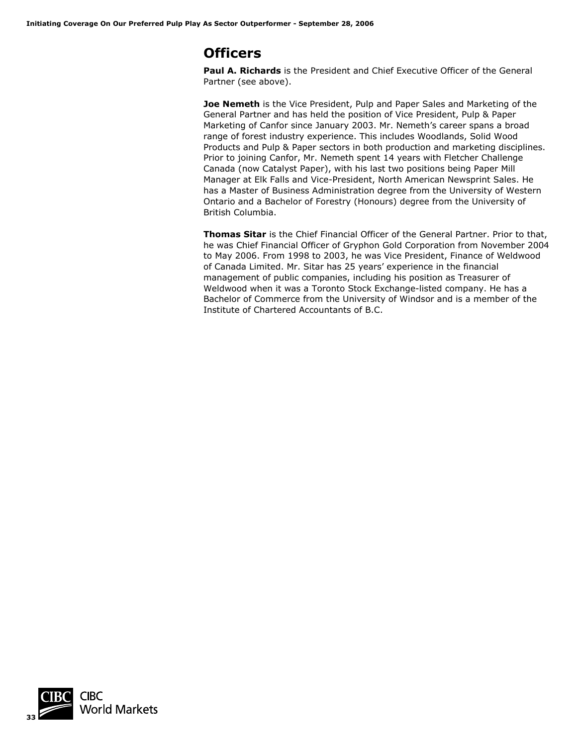# Officers

**Paul A. Richards** is the President and Chief Executive Officer of the General Partner (see above).

**Joe Nemeth** is the Vice President, Pulp and Paper Sales and Marketing of the General Partner and has held the position of Vice President, Pulp & Paper Marketing of Canfor since January 2003. Mr. Nemeth's career spans a broad range of forest industry experience. This includes Woodlands, Solid Wood Products and Pulp & Paper sectors in both production and marketing disciplines. Prior to joining Canfor, Mr. Nemeth spent 14 years with Fletcher Challenge Canada (now Catalyst Paper), with his last two positions being Paper Mill Manager at Elk Falls and Vice-President, North American Newsprint Sales. He has a Master of Business Administration degree from the University of Western Ontario and a Bachelor of Forestry (Honours) degree from the University of British Columbia.

**Thomas Sitar** is the Chief Financial Officer of the General Partner. Prior to that, he was Chief Financial Officer of Gryphon Gold Corporation from November 2004 to May 2006. From 1998 to 2003, he was Vice President, Finance of Weldwood of Canada Limited. Mr. Sitar has 25 years' experience in the financial management of public companies, including his position as Treasurer of Weldwood when it was a Toronto Stock Exchange-listed company. He has a Bachelor of Commerce from the University of Windsor and is a member of the Institute of Chartered Accountants of B.C.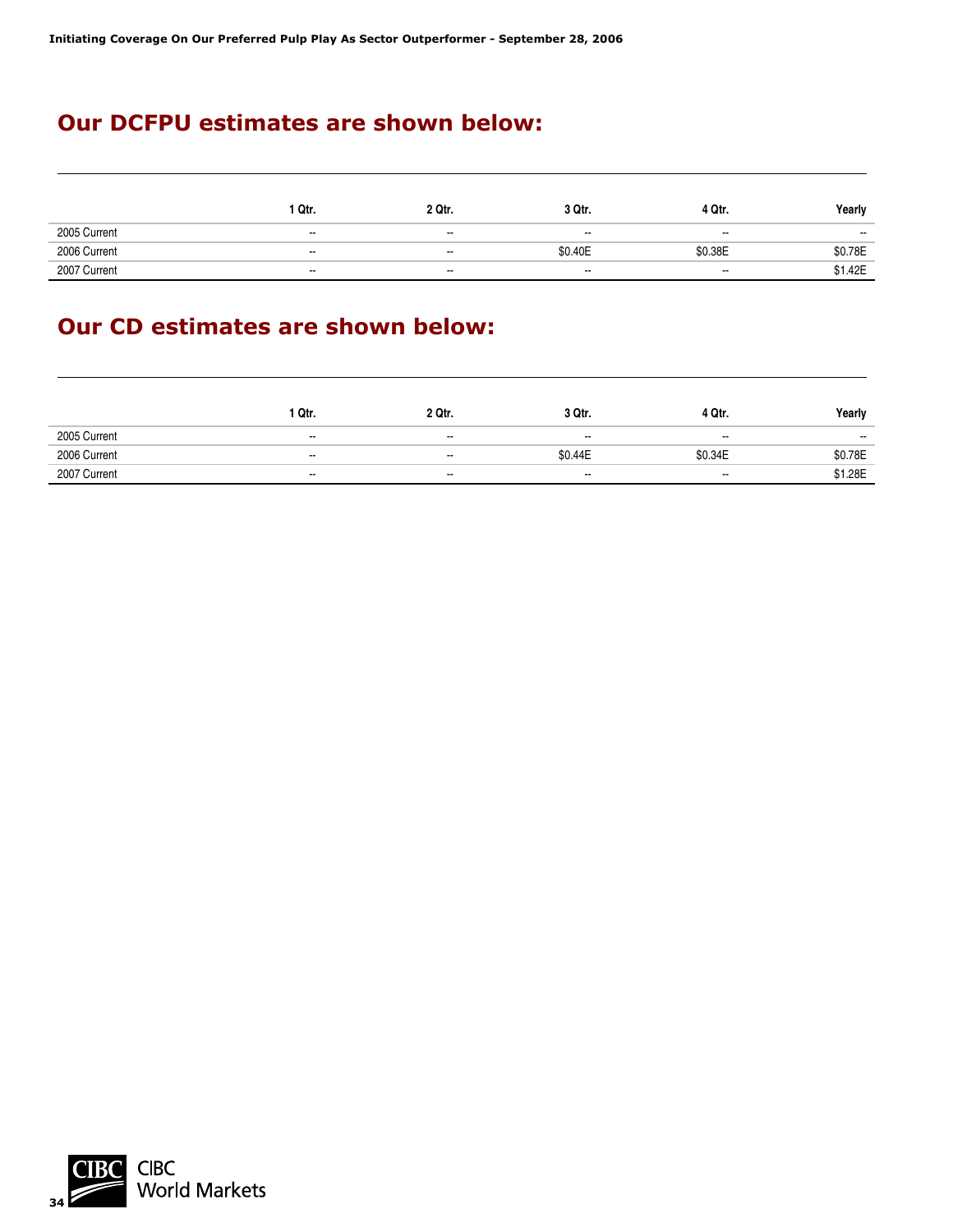## Our DCFPU estimates are shown below:

| | 1 Qtr. | 2 Qtr. | 3 Qtr. | 4 Qtr. | Yearly |
|---|---|---|---|---|---|
| 2005 Current | -- | -- | -- | -- | -- |
| 2006 Current | -- | -- | $0.40E | $0.38E | $0.78E |
| 2007 Current | -- | -- | -- | -- | $1.42E |

## Our CD estimates are shown below:

| | 1 Qtr. | 2 Qtr. | 3 Qtr. | 4 Qtr. | Yearly |
|---|---|---|---|---|---|
| 2005 Current | -- | -- | -- | -- | -- |
| 2006 Current | -- | -- | $0.44E | $0.34E | $0.78E |
| 2007 Current | -- | -- | -- | -- | $1.28E |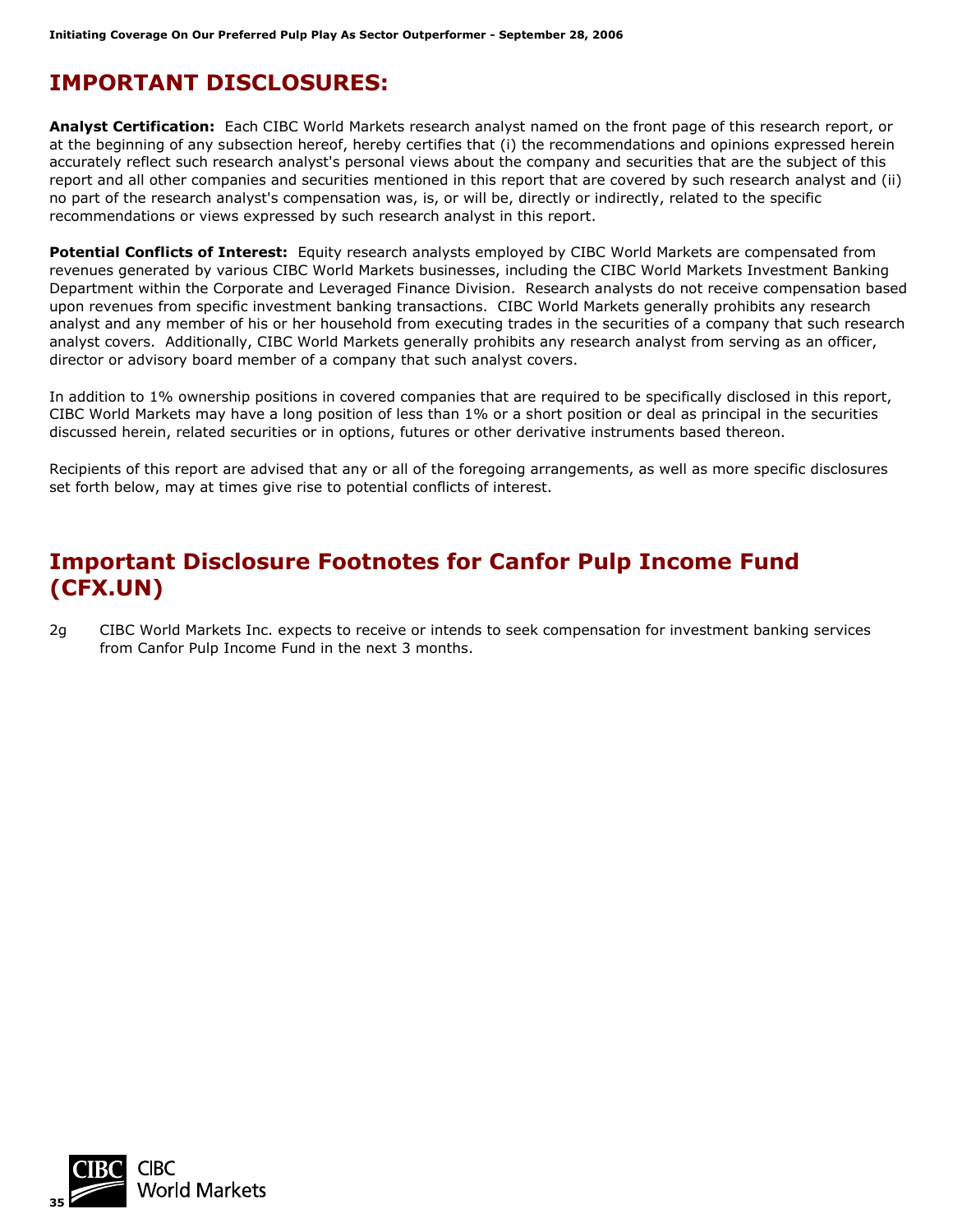# IMPORTANT DISCLOSURES:

**Analyst Certification:** Each CIBC World Markets research analyst named on the front page of this research report, or at the beginning of any subsection hereof, hereby certifies that (i) the recommendations and opinions expressed herein accurately reflect such research analyst's personal views about the company and securities that are the subject of this report and all other companies and securities mentioned in this report that are covered by such research analyst and (ii) no part of the research analyst's compensation was, is, or will be, directly or indirectly, related to the specific recommendations or views expressed by such research analyst in this report.

**Potential Conflicts of Interest:** Equity research analysts employed by CIBC World Markets are compensated from revenues generated by various CIBC World Markets businesses, including the CIBC World Markets Investment Banking Department within the Corporate and Leveraged Finance Division. Research analysts do not receive compensation based upon revenues from specific investment banking transactions. CIBC World Markets generally prohibits any research analyst and any member of his or her household from executing trades in the securities of a company that such research analyst covers. Additionally, CIBC World Markets generally prohibits any research analyst from serving as an officer, director or advisory board member of a company that such analyst covers.

In addition to 1% ownership positions in covered companies that are required to be specifically disclosed in this report, CIBC World Markets may have a long position of less than 1% or a short position or deal as principal in the securities discussed herein, related securities or in options, futures or other derivative instruments based thereon.

Recipients of this report are advised that any or all of the foregoing arrangements, as well as more specific disclosures set forth below, may at times give rise to potential conflicts of interest.

## Important Disclosure Footnotes for Canfor Pulp Income Fund (CFX.UN)

2g CIBC World Markets Inc. expects to receive or intends to seek compensation for investment banking services from Canfor Pulp Income Fund in the next 3 months.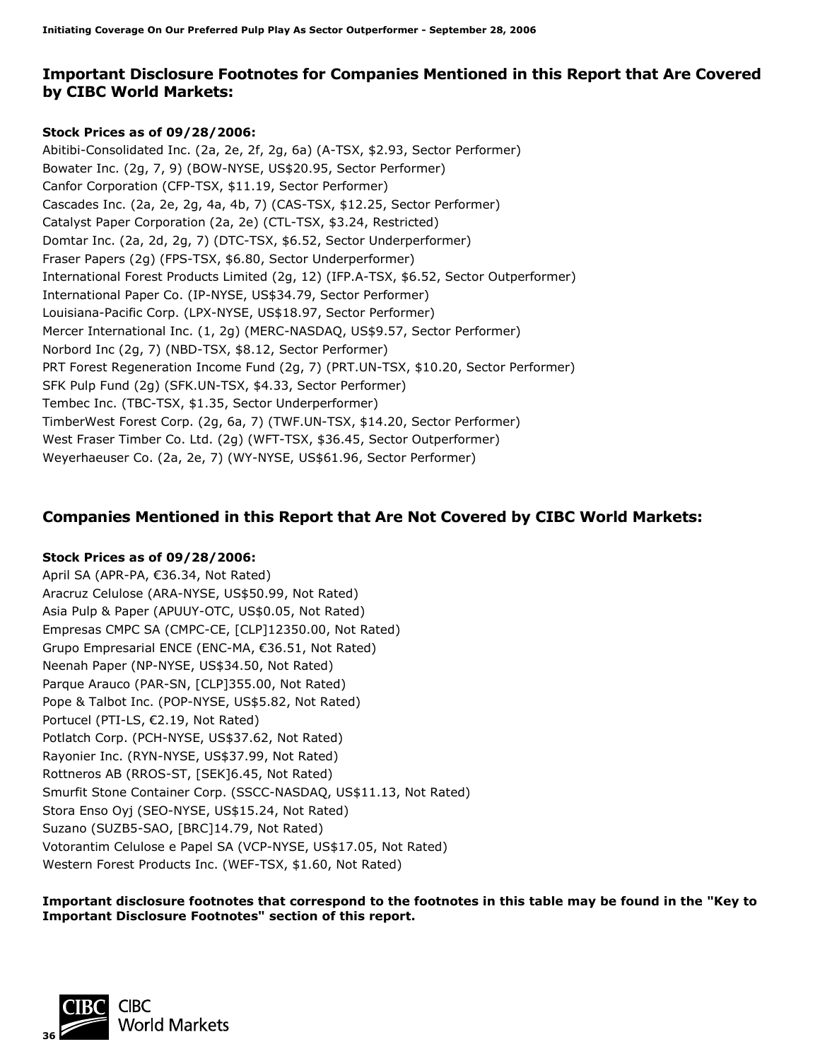## Important Disclosure Footnotes for Companies Mentioned in this Report that Are Covered by CIBC World Markets:

**Stock Prices as of 09/28/2006:**

Abitibi-Consolidated Inc. (2a, 2e, 2f, 2g, 6a) (A-TSX, $2.93, Sector Performer)
Bowater Inc. (2g, 7, 9) (BOW-NYSE, US$20.95, Sector Performer)
Canfor Corporation (CFP-TSX, $11.19, Sector Performer)
Cascades Inc. (2a, 2e, 2g, 4a, 4b, 7) (CAS-TSX, $12.25, Sector Performer)
Catalyst Paper Corporation (2a, 2e) (CTL-TSX, $3.24, Restricted)
Domtar Inc. (2a, 2d, 2g, 7) (DTC-TSX, $6.52, Sector Underperformer)
Fraser Papers (2g) (FPS-TSX, $6.80, Sector Underperformer)
International Forest Products Limited (2g, 12) (IFP.A-TSX, $6.52, Sector Outperformer)
International Paper Co. (IP-NYSE, US$34.79, Sector Performer)
Louisiana-Pacific Corp. (LPX-NYSE, US$18.97, Sector Performer)
Mercer International Inc. (1, 2g) (MERC-NASDAQ, US$9.57, Sector Performer)
Norbord Inc (2g, 7) (NBD-TSX, $8.12, Sector Performer)
PRT Forest Regeneration Income Fund (2g, 7) (PRT.UN-TSX, $10.20, Sector Performer)
SFK Pulp Fund (2g) (SFK.UN-TSX, $4.33, Sector Performer)
Tembec Inc. (TBC-TSX, $1.35, Sector Underperformer)
TimberWest Forest Corp. (2g, 6a, 7) (TWF.UN-TSX, $14.20, Sector Performer)
West Fraser Timber Co. Ltd. (2g) (WFT-TSX, $36.45, Sector Outperformer)
Weyerhaeuser Co. (2a, 2e, 7) (WY-NYSE, US$61.96, Sector Performer)

## Companies Mentioned in this Report that Are Not Covered by CIBC World Markets:

**Stock Prices as of 09/28/2006:**

April SA (APR-PA, €36.34, Not Rated)
Aracruz Celulose (ARA-NYSE, US$50.99, Not Rated)
Asia Pulp & Paper (APUUY-OTC, US$0.05, Not Rated)
Empresas CMPC SA (CMPC-CE, [CLP]12350.00, Not Rated)
Grupo Empresarial ENCE (ENC-MA, €36.51, Not Rated)
Neenah Paper (NP-NYSE, US$34.50, Not Rated)
Parque Arauco (PAR-SN, [CLP]355.00, Not Rated)
Pope & Talbot Inc. (POP-NYSE, US$5.82, Not Rated)
Portucel (PTI-LS, €2.19, Not Rated)
Potlatch Corp. (PCH-NYSE, US$37.62, Not Rated)
Rayonier Inc. (RYN-NYSE, US$37.99, Not Rated)
Rottneros AB (RROS-ST, [SEK]6.45, Not Rated)
Smurfit Stone Container Corp. (SSCC-NASDAQ, US$11.13, Not Rated)
Stora Enso Oyj (SEO-NYSE, US$15.24, Not Rated)
Suzano (SUZB5-SAO, [BRC]14.79, Not Rated)
Votorantim Celulose e Papel SA (VCP-NYSE, US$17.05, Not Rated)
Western Forest Products Inc. (WEF-TSX, $1.60, Not Rated)

**Important disclosure footnotes that correspond to the footnotes in this table may be found in the "Key to Important Disclosure Footnotes" section of this report.**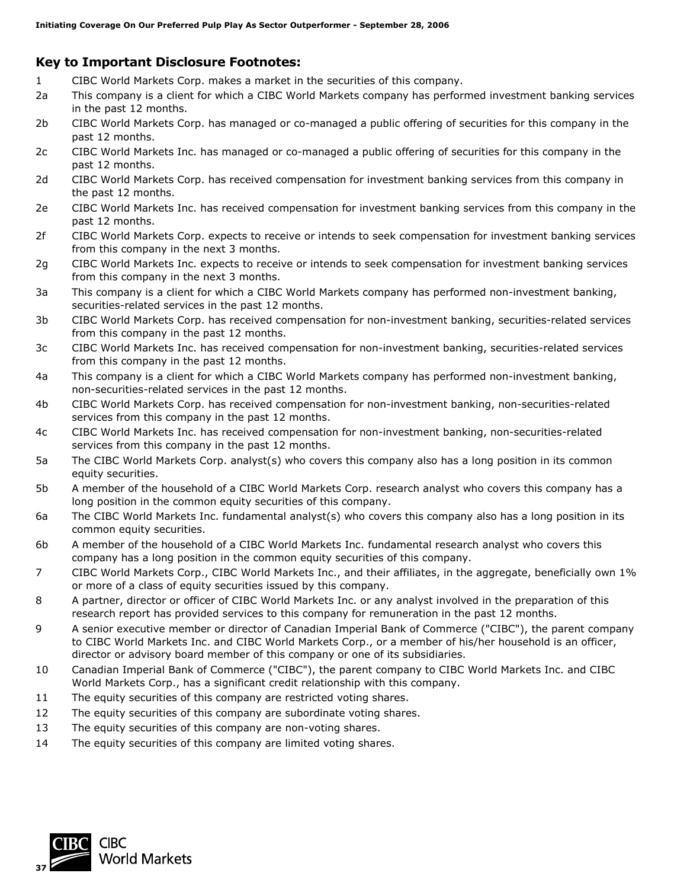## Key to Important Disclosure Footnotes:

| | |
|---|---|
| 1 | CIBC World Markets Corp. makes a market in the securities of this company. |
| 2a | This company is a client for which a CIBC World Markets company has performed investment banking services in the past 12 months. |
| 2b | CIBC World Markets Corp. has managed or co-managed a public offering of securities for this company in the past 12 months. |
| 2c | CIBC World Markets Inc. has managed or co-managed a public offering of securities for this company in the past 12 months. |
| 2d | CIBC World Markets Corp. has received compensation for investment banking services from this company in the past 12 months. |
| 2e | CIBC World Markets Inc. has received compensation for investment banking services from this company in the past 12 months. |
| 2f | CIBC World Markets Corp. expects to receive or intends to seek compensation for investment banking services from this company in the next 3 months. |
| 2g | CIBC World Markets Inc. expects to receive or intends to seek compensation for investment banking services from this company in the next 3 months. |
| 3a | This company is a client for which a CIBC World Markets company has performed non-investment banking, securities-related services in the past 12 months. |
| 3b | CIBC World Markets Corp. has received compensation for non-investment banking, securities-related services from this company in the past 12 months. |
| 3c | CIBC World Markets Inc. has received compensation for non-investment banking, securities-related services from this company in the past 12 months. |
| 4a | This company is a client for which a CIBC World Markets company has performed non-investment banking, non-securities-related services in the past 12 months. |
| 4b | CIBC World Markets Corp. has received compensation for non-investment banking, non-securities-related services from this company in the past 12 months. |
| 4c | CIBC World Markets Inc. has received compensation for non-investment banking, non-securities-related services from this company in the past 12 months. |
| 5a | The CIBC World Markets Corp. analyst(s) who covers this company also has a long position in its common equity securities. |
| 5b | A member of the household of a CIBC World Markets Corp. research analyst who covers this company has a long position in the common equity securities of this company. |
| 6a | The CIBC World Markets Inc. fundamental analyst(s) who covers this company also has a long position in its common equity securities. |
| 6b | A member of the household of a CIBC World Markets Inc. fundamental research analyst who covers this company has a long position in the common equity securities of this company. |
| 7 | CIBC World Markets Corp., CIBC World Markets Inc., and their affiliates, in the aggregate, beneficially own 1% or more of a class of equity securities issued by this company. |
| 8 | A partner, director or officer of CIBC World Markets Inc. or any analyst involved in the preparation of this research report has provided services to this company for remuneration in the past 12 months. |
| 9 | A senior executive member or director of Canadian Imperial Bank of Commerce ("CIBC"), the parent company to CIBC World Markets Inc. and CIBC World Markets Corp., or a member of his/her household is an officer, director or advisory board member of this company or one of its subsidiaries. |
| 10 | Canadian Imperial Bank of Commerce ("CIBC"), the parent company to CIBC World Markets Inc. and CIBC World Markets Corp., has a significant credit relationship with this company. |
| 11 | The equity securities of this company are restricted voting shares. |
| 12 | The equity securities of this company are subordinate voting shares. |
| 13 | The equity securities of this company are non-voting shares. |
| 14 | The equity securities of this company are limited voting shares. |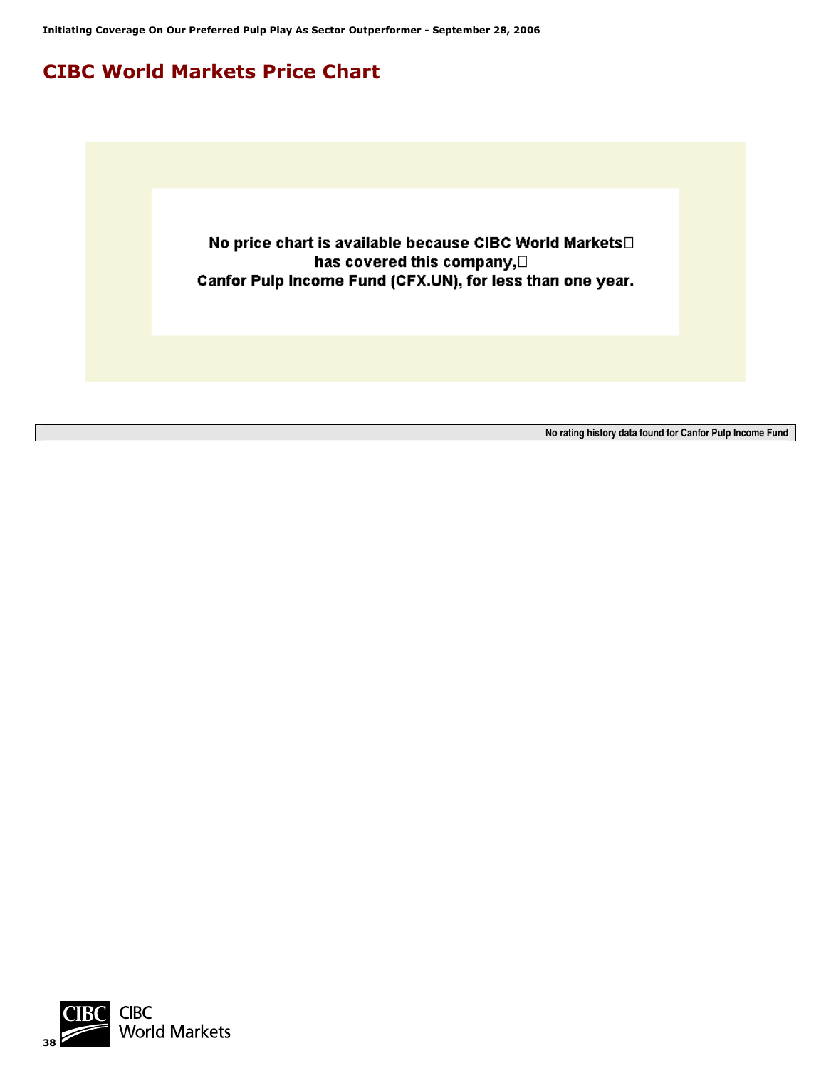# CIBC World Markets Price Chart

No price chart is available because CIBC World Markets has covered this company, Canfor Pulp Income Fund (CFX.UN), for less than one year.

No rating history data found for Canfor Pulp Income Fund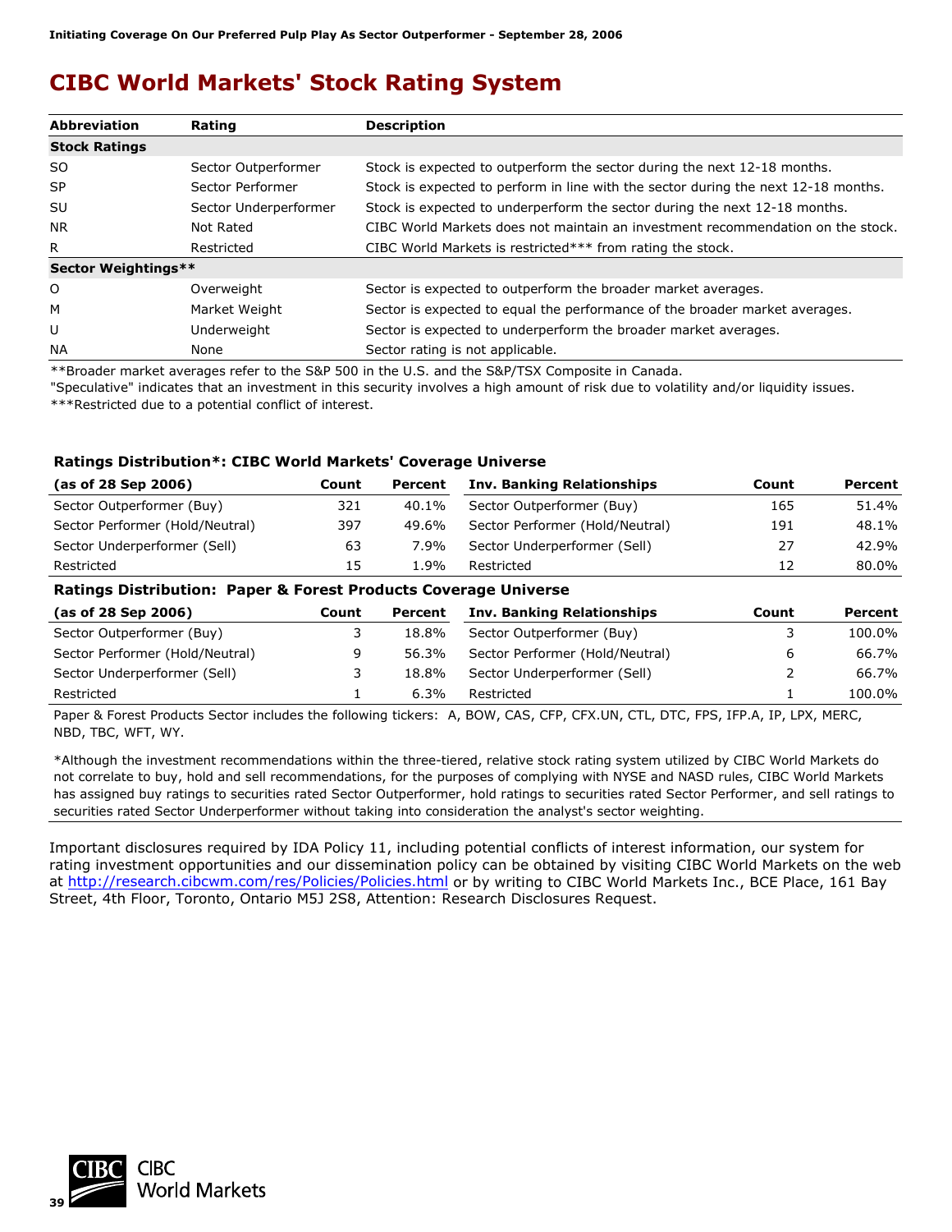# CIBC World Markets' Stock Rating System

| Abbreviation | Rating | Description |
|---|---|---|
| **Stock Ratings** | | |
| SO | Sector Outperformer | Stock is expected to outperform the sector during the next 12-18 months. |
| SP | Sector Performer | Stock is expected to perform in line with the sector during the next 12-18 months. |
| SU | Sector Underperformer | Stock is expected to underperform the sector during the next 12-18 months. |
| NR | Not Rated | CIBC World Markets does not maintain an investment recommendation on the stock. |
| R | Restricted | CIBC World Markets is restricted*** from rating the stock. |
| **Sector Weightings**** | | |
| O | Overweight | Sector is expected to outperform the broader market averages. |
| M | Market Weight | Sector is expected to equal the performance of the broader market averages. |
| U | Underweight | Sector is expected to underperform the broader market averages. |
| NA | None | Sector rating is not applicable. |

**Broader market averages refer to the S&P 500 in the U.S. and the S&P/TSX Composite in Canada.

"Speculative" indicates that an investment in this security involves a high amount of risk due to volatility and/or liquidity issues.

***Restricted due to a potential conflict of interest.

### Ratings Distribution*: CIBC World Markets' Coverage Universe

| (as of 28 Sep 2006) | Count | Percent | Inv. Banking Relationships | Count | Percent |
|---|---|---|---|---|---|
| Sector Outperformer (Buy) | 321 | 40.1% | Sector Outperformer (Buy) | 165 | 51.4% |
| Sector Performer (Hold/Neutral) | 397 | 49.6% | Sector Performer (Hold/Neutral) | 191 | 48.1% |
| Sector Underperformer (Sell) | 63 | 7.9% | Sector Underperformer (Sell) | 27 | 42.9% |
| Restricted | 15 | 1.9% | Restricted | 12 | 80.0% |

### Ratings Distribution: Paper & Forest Products Coverage Universe

| (as of 28 Sep 2006) | Count | Percent | Inv. Banking Relationships | Count | Percent |
|---|---|---|---|---|---|
| Sector Outperformer (Buy) | 3 | 18.8% | Sector Outperformer (Buy) | 3 | 100.0% |
| Sector Performer (Hold/Neutral) | 9 | 56.3% | Sector Performer (Hold/Neutral) | 6 | 66.7% |
| Sector Underperformer (Sell) | 3 | 18.8% | Sector Underperformer (Sell) | 2 | 66.7% |
| Restricted | 1 | 6.3% | Restricted | 1 | 100.0% |

Paper & Forest Products Sector includes the following tickers: A, BOW, CAS, CFP, CFX.UN, CTL, DTC, FPS, IFP.A, IP, LPX, MERC, NBD, TBC, WFT, WY.

*Although the investment recommendations within the three-tiered, relative stock rating system utilized by CIBC World Markets do not correlate to buy, hold and sell recommendations, for the purposes of complying with NYSE and NASD rules, CIBC World Markets has assigned buy ratings to securities rated Sector Outperformer, hold ratings to securities rated Sector Performer, and sell ratings to securities rated Sector Underperformer without taking into consideration the analyst's sector weighting.

Important disclosures required by IDA Policy 11, including potential conflicts of interest information, our system for rating investment opportunities and our dissemination policy can be obtained by visiting CIBC World Markets on the web at http://research.cibcwm.com/res/Policies/Policies.html or by writing to CIBC World Markets Inc., BCE Place, 161 Bay Street, 4th Floor, Toronto, Ontario M5J 2S8, Attention: Research Disclosures Request.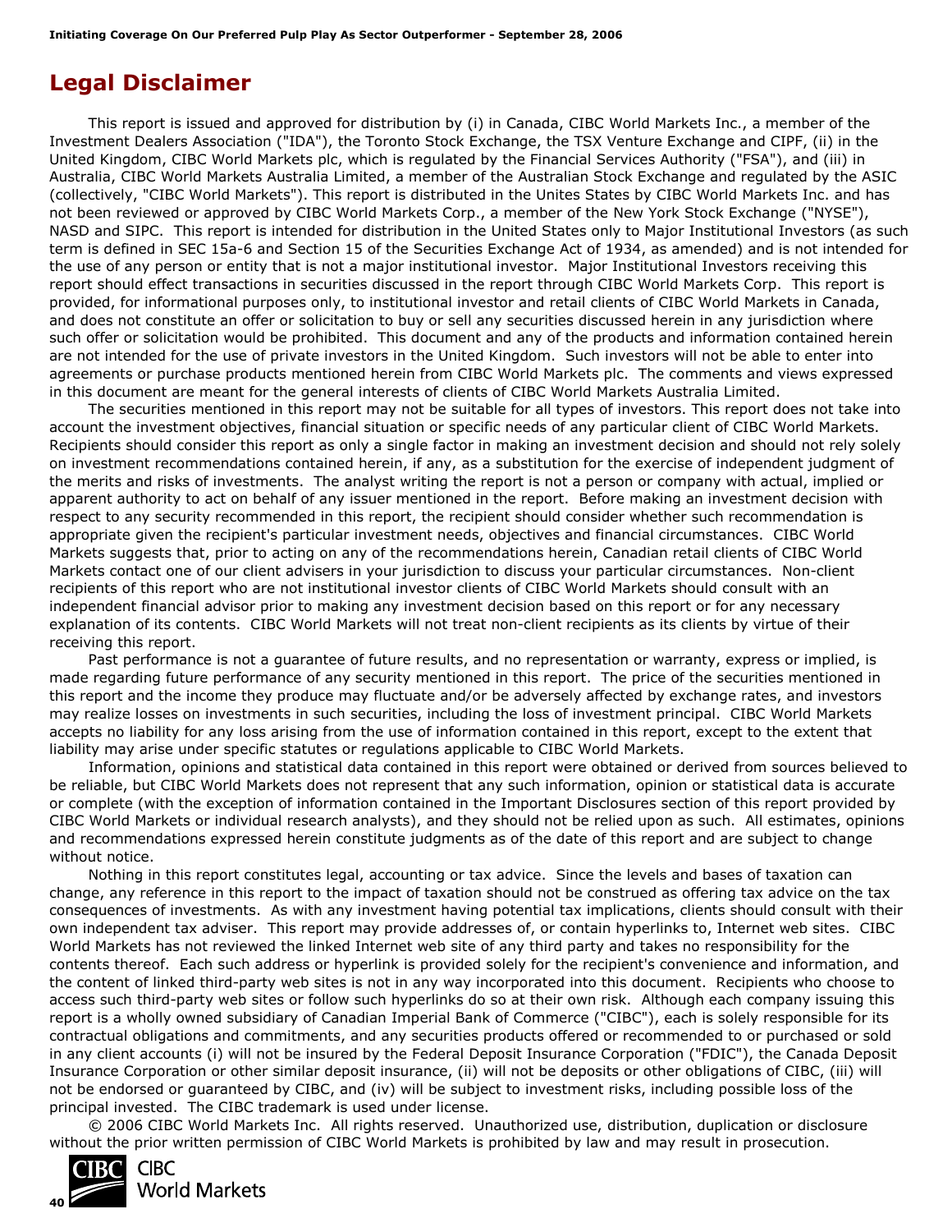# Legal Disclaimer

This report is issued and approved for distribution by (i) in Canada, CIBC World Markets Inc., a member of the Investment Dealers Association ("IDA"), the Toronto Stock Exchange, the TSX Venture Exchange and CIPF, (ii) in the United Kingdom, CIBC World Markets plc, which is regulated by the Financial Services Authority ("FSA"), and (iii) in Australia, CIBC World Markets Australia Limited, a member of the Australian Stock Exchange and regulated by the ASIC (collectively, "CIBC World Markets"). This report is distributed in the Unites States by CIBC World Markets Inc. and has not been reviewed or approved by CIBC World Markets Corp., a member of the New York Stock Exchange ("NYSE"), NASD and SIPC. This report is intended for distribution in the United States only to Major Institutional Investors (as such term is defined in SEC 15a-6 and Section 15 of the Securities Exchange Act of 1934, as amended) and is not intended for the use of any person or entity that is not a major institutional investor. Major Institutional Investors receiving this report should effect transactions in securities discussed in the report through CIBC World Markets Corp. This report is provided, for informational purposes only, to institutional investor and retail clients of CIBC World Markets in Canada, and does not constitute an offer or solicitation to buy or sell any securities discussed herein in any jurisdiction where such offer or solicitation would be prohibited. This document and any of the products and information contained herein are not intended for the use of private investors in the United Kingdom. Such investors will not be able to enter into agreements or purchase products mentioned herein from CIBC World Markets plc. The comments and views expressed in this document are meant for the general interests of clients of CIBC World Markets Australia Limited.

The securities mentioned in this report may not be suitable for all types of investors. This report does not take into account the investment objectives, financial situation or specific needs of any particular client of CIBC World Markets. Recipients should consider this report as only a single factor in making an investment decision and should not rely solely on investment recommendations contained herein, if any, as a substitution for the exercise of independent judgment of the merits and risks of investments. The analyst writing the report is not a person or company with actual, implied or apparent authority to act on behalf of any issuer mentioned in the report. Before making an investment decision with respect to any security recommended in this report, the recipient should consider whether such recommendation is appropriate given the recipient's particular investment needs, objectives and financial circumstances. CIBC World Markets suggests that, prior to acting on any of the recommendations herein, Canadian retail clients of CIBC World Markets contact one of our client advisers in your jurisdiction to discuss your particular circumstances. Non-client recipients of this report who are not institutional investor clients of CIBC World Markets should consult with an independent financial advisor prior to making any investment decision based on this report or for any necessary explanation of its contents. CIBC World Markets will not treat non-client recipients as its clients by virtue of their receiving this report.

Past performance is not a guarantee of future results, and no representation or warranty, express or implied, is made regarding future performance of any security mentioned in this report. The price of the securities mentioned in this report and the income they produce may fluctuate and/or be adversely affected by exchange rates, and investors may realize losses on investments in such securities, including the loss of investment principal. CIBC World Markets accepts no liability for any loss arising from the use of information contained in this report, except to the extent that liability may arise under specific statutes or regulations applicable to CIBC World Markets.

Information, opinions and statistical data contained in this report were obtained or derived from sources believed to be reliable, but CIBC World Markets does not represent that any such information, opinion or statistical data is accurate or complete (with the exception of information contained in the Important Disclosures section of this report provided by CIBC World Markets or individual research analysts), and they should not be relied upon as such. All estimates, opinions and recommendations expressed herein constitute judgments as of the date of this report and are subject to change without notice.

Nothing in this report constitutes legal, accounting or tax advice. Since the levels and bases of taxation can change, any reference in this report to the impact of taxation should not be construed as offering tax advice on the tax consequences of investments. As with any investment having potential tax implications, clients should consult with their own independent tax adviser. This report may provide addresses of, or contain hyperlinks to, Internet web sites. CIBC World Markets has not reviewed the linked Internet web site of any third party and takes no responsibility for the contents thereof. Each such address or hyperlink is provided solely for the recipient's convenience and information, and the content of linked third-party web sites is not in any way incorporated into this document. Recipients who choose to access such third-party web sites or follow such hyperlinks do so at their own risk. Although each company issuing this report is a wholly owned subsidiary of Canadian Imperial Bank of Commerce ("CIBC"), each is solely responsible for its contractual obligations and commitments, and any securities products offered or recommended to or purchased or sold in any client accounts (i) will not be insured by the Federal Deposit Insurance Corporation ("FDIC"), the Canada Deposit Insurance Corporation or other similar deposit insurance, (ii) will not be deposits or other obligations of CIBC, (iii) will not be endorsed or guaranteed by CIBC, and (iv) will be subject to investment risks, including possible loss of the principal invested. The CIBC trademark is used under license.

© 2006 CIBC World Markets Inc. All rights reserved. Unauthorized use, distribution, duplication or disclosure without the prior written permission of CIBC World Markets is prohibited by law and may result in prosecution.